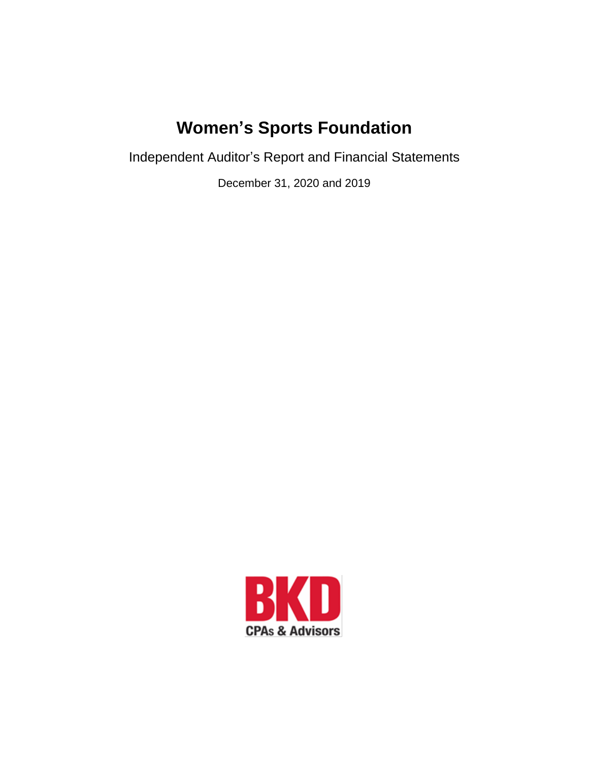# Women's Sports Foundation

Independent Auditor's Report and Financial Statements

December 31, 2020 and 2019

BKD

CPAs & Advisors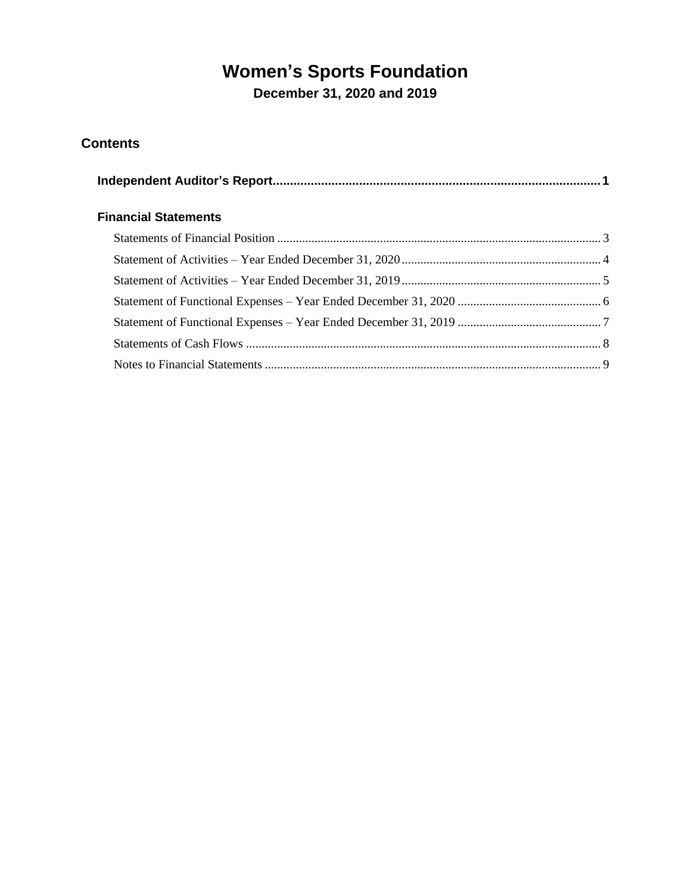# Women's Sports Foundation

## December 31, 2020 and 2019

## Contents

**Independent Auditor's Report................................................................................................1**

### Financial Statements

Statements of Financial Position ....................................................................................................... 3

Statement of Activities – Year Ended December 31, 2020 ................................................................ 4

Statement of Activities – Year Ended December 31, 2019 ................................................................ 5

Statement of Functional Expenses – Year Ended December 31, 2020 .............................................. 6

Statement of Functional Expenses – Year Ended December 31, 2019 .............................................. 7

Statements of Cash Flows ................................................................................................................. 8

Notes to Financial Statements ............................................................................................................ 9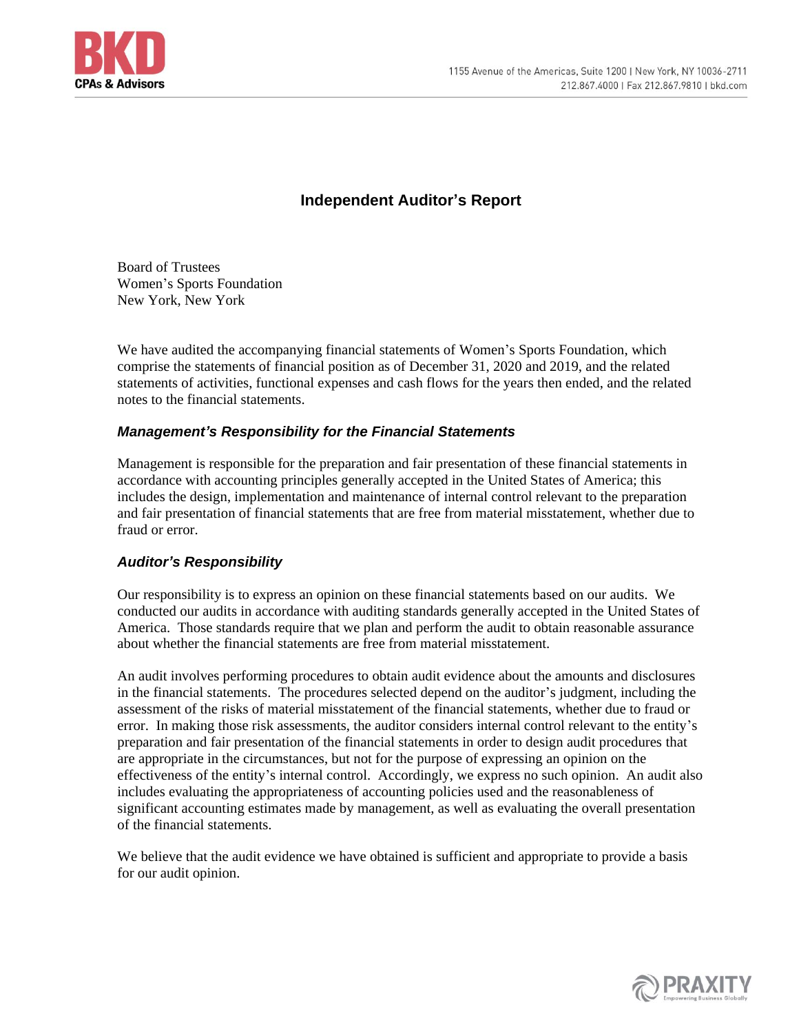# Independent Auditor's Report

Board of Trustees
Women's Sports Foundation
New York, New York

We have audited the accompanying financial statements of Women's Sports Foundation, which comprise the statements of financial position as of December 31, 2020 and 2019, and the related statements of activities, functional expenses and cash flows for the years then ended, and the related notes to the financial statements.

### *Management's Responsibility for the Financial Statements*

Management is responsible for the preparation and fair presentation of these financial statements in accordance with accounting principles generally accepted in the United States of America; this includes the design, implementation and maintenance of internal control relevant to the preparation and fair presentation of financial statements that are free from material misstatement, whether due to fraud or error.

### *Auditor's Responsibility*

Our responsibility is to express an opinion on these financial statements based on our audits. We conducted our audits in accordance with auditing standards generally accepted in the United States of America. Those standards require that we plan and perform the audit to obtain reasonable assurance about whether the financial statements are free from material misstatement.

An audit involves performing procedures to obtain audit evidence about the amounts and disclosures in the financial statements. The procedures selected depend on the auditor's judgment, including the assessment of the risks of material misstatement of the financial statements, whether due to fraud or error. In making those risk assessments, the auditor considers internal control relevant to the entity's preparation and fair presentation of the financial statements in order to design audit procedures that are appropriate in the circumstances, but not for the purpose of expressing an opinion on the effectiveness of the entity's internal control. Accordingly, we express no such opinion. An audit also includes evaluating the appropriateness of accounting policies used and the reasonableness of significant accounting estimates made by management, as well as evaluating the overall presentation of the financial statements.

We believe that the audit evidence we have obtained is sufficient and appropriate to provide a basis for our audit opinion.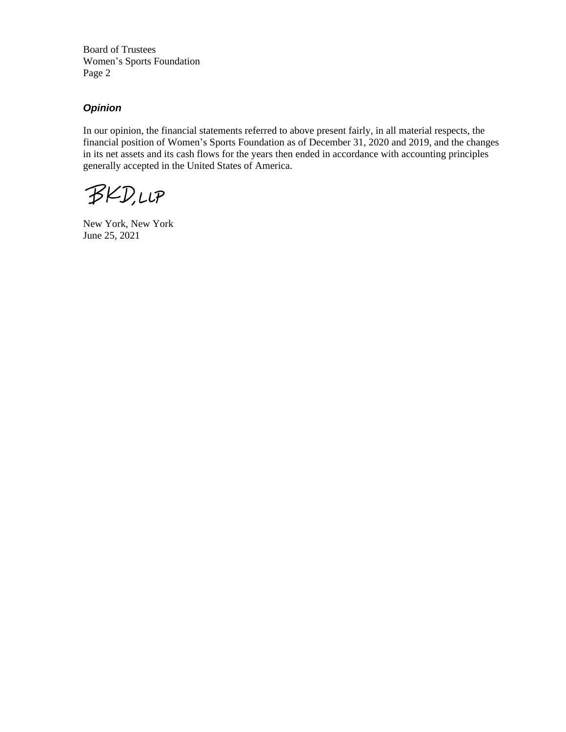Board of Trustees
Women's Sports Foundation
Page 2

### *Opinion*

In our opinion, the financial statements referred to above present fairly, in all material respects, the financial position of Women's Sports Foundation as of December 31, 2020 and 2019, and the changes in its net assets and its cash flows for the years then ended in accordance with accounting principles generally accepted in the United States of America.

BKD, LLP

New York, New York
June 25, 2021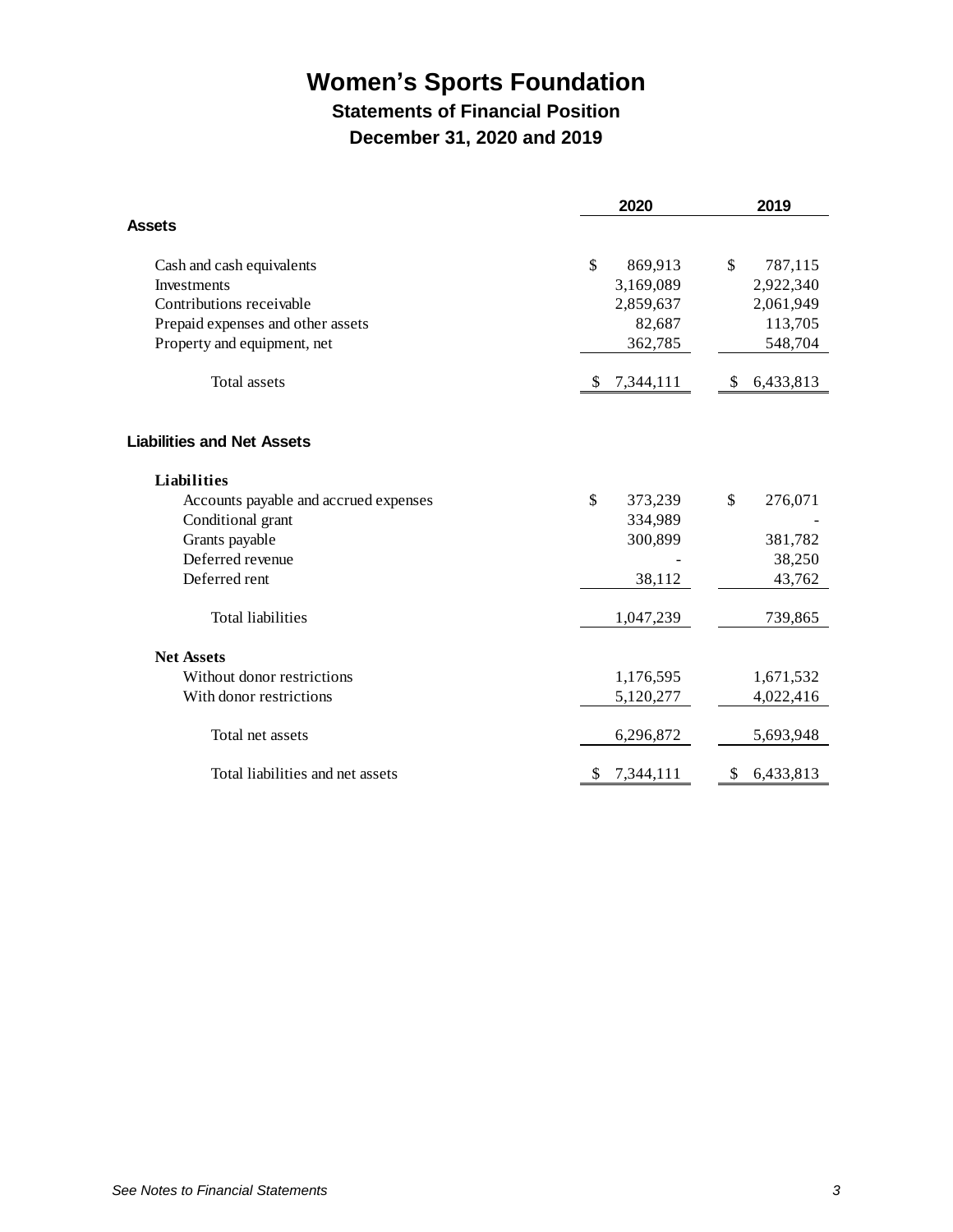# Women's Sports Foundation

## Statements of Financial Position

## December 31, 2020 and 2019

| | 2020 | 2019 |
|---|---|---|
| **Assets** | | |
| Cash and cash equivalents | $ 869,913 | $ 787,115 |
| Investments | 3,169,089 | 2,922,340 |
| Contributions receivable | 2,859,637 | 2,061,949 |
| Prepaid expenses and other assets | 82,687 | 113,705 |
| Property and equipment, net | 362,785 | 548,704 |
| Total assets | $ 7,344,111 | $ 6,433,813 |
| **Liabilities and Net Assets** | | |
| **Liabilities** | | |
| Accounts payable and accrued expenses | $ 373,239 | $ 276,071 |
| Conditional grant | 334,989 | - |
| Grants payable | 300,899 | 381,782 |
| Deferred revenue | - | 38,250 |
| Deferred rent | 38,112 | 43,762 |
| Total liabilities | 1,047,239 | 739,865 |
| **Net Assets** | | |
| Without donor restrictions | 1,176,595 | 1,671,532 |
| With donor restrictions | 5,120,277 | 4,022,416 |
| Total net assets | 6,296,872 | 5,693,948 |
| Total liabilities and net assets | $ 7,344,111 | $ 6,433,813 |

*See Notes to Financial Statements*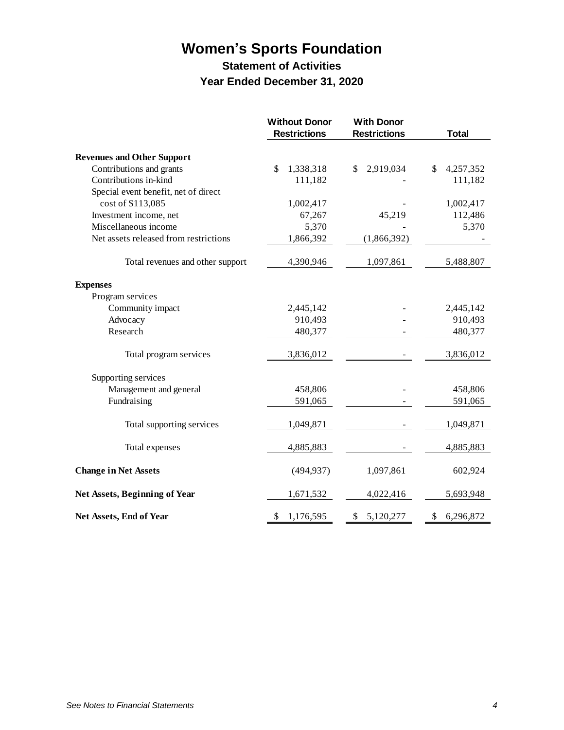# Women's Sports Foundation

## Statement of Activities

### Year Ended December 31, 2020

| | Without Donor Restrictions | With Donor Restrictions | Total |
|---|---|---|---|
| **Revenues and Other Support** | | | |
| Contributions and grants | $ 1,338,318 | $ 2,919,034 | $ 4,257,352 |
| Contributions in-kind | 111,182 | - | 111,182 |
| Special event benefit, net of direct cost of $113,085 | 1,002,417 | - | 1,002,417 |
| Investment income, net | 67,267 | 45,219 | 112,486 |
| Miscellaneous income | 5,370 | - | 5,370 |
| Net assets released from restrictions | 1,866,392 | (1,866,392) | - |
| Total revenues and other support | 4,390,946 | 1,097,861 | 5,488,807 |
| **Expenses** | | | |
| Program services | | | |
| Community impact | 2,445,142 | - | 2,445,142 |
| Advocacy | 910,493 | - | 910,493 |
| Research | 480,377 | - | 480,377 |
| Total program services | 3,836,012 | - | 3,836,012 |
| Supporting services | | | |
| Management and general | 458,806 | - | 458,806 |
| Fundraising | 591,065 | - | 591,065 |
| Total supporting services | 1,049,871 | - | 1,049,871 |
| Total expenses | 4,885,883 | - | 4,885,883 |
| **Change in Net Assets** | (494,937) | 1,097,861 | 602,924 |
| **Net Assets, Beginning of Year** | 1,671,532 | 4,022,416 | 5,693,948 |
| **Net Assets, End of Year** | $ 1,176,595 | $ 5,120,277 | $ 6,296,872 |

*See Notes to Financial Statements*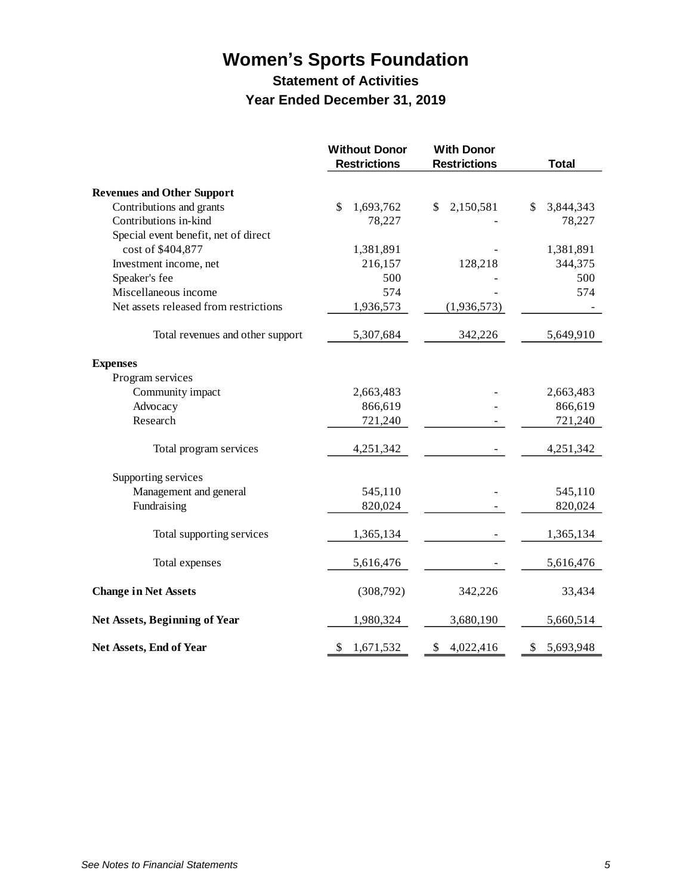# Women's Sports Foundation

## Statement of Activities

## Year Ended December 31, 2019

| | Without Donor Restrictions | With Donor Restrictions | Total |
|---|---|---|---|
| **Revenues and Other Support** | | | |
| Contributions and grants | $ 1,693,762 | $ 2,150,581 | $ 3,844,343 |
| Contributions in-kind | 78,227 | - | 78,227 |
| Special event benefit, net of direct cost of $404,877 | 1,381,891 | - | 1,381,891 |
| Investment income, net | 216,157 | 128,218 | 344,375 |
| Speaker's fee | 500 | - | 500 |
| Miscellaneous income | 574 | - | 574 |
| Net assets released from restrictions | 1,936,573 | (1,936,573) | - |
| Total revenues and other support | 5,307,684 | 342,226 | 5,649,910 |
| **Expenses** | | | |
| Program services | | | |
| Community impact | 2,663,483 | - | 2,663,483 |
| Advocacy | 866,619 | - | 866,619 |
| Research | 721,240 | - | 721,240 |
| Total program services | 4,251,342 | - | 4,251,342 |
| Supporting services | | | |
| Management and general | 545,110 | - | 545,110 |
| Fundraising | 820,024 | - | 820,024 |
| Total supporting services | 1,365,134 | - | 1,365,134 |
| Total expenses | 5,616,476 | - | 5,616,476 |
| **Change in Net Assets** | (308,792) | 342,226 | 33,434 |
| **Net Assets, Beginning of Year** | 1,980,324 | 3,680,190 | 5,660,514 |
| **Net Assets, End of Year** | $ 1,671,532 | $ 4,022,416 | $ 5,693,948 |

*See Notes to Financial Statements*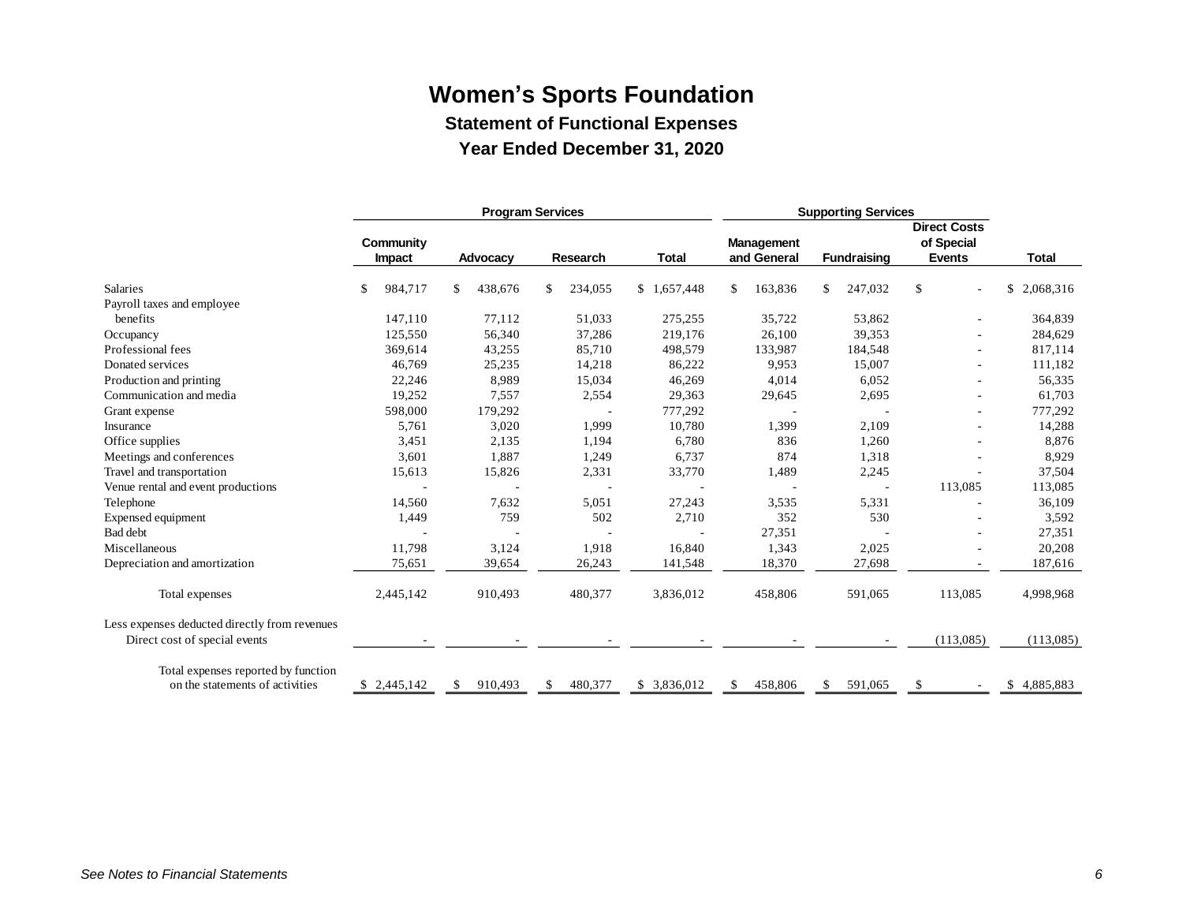# Women's Sports Foundation

## Statement of Functional Expenses

## Year Ended December 31, 2020

| | Program Services | | | | Supporting Services | | | |
|---|---|---|---|---|---|---|---|---|
| | Community Impact | Advocacy | Research | Total | Management and General | Fundraising | Direct Costs of Special Events | Total |
| Salaries | $ 984,717 | $ 438,676 | $ 234,055 | $ 1,657,448 | $ 163,836 | $ 247,032 | $ - | $ 2,068,316 |
| Payroll taxes and employee benefits | 147,110 | 77,112 | 51,033 | 275,255 | 35,722 | 53,862 | - | 364,839 |
| Occupancy | 125,550 | 56,340 | 37,286 | 219,176 | 26,100 | 39,353 | - | 284,629 |
| Professional fees | 369,614 | 43,255 | 85,710 | 498,579 | 133,987 | 184,548 | - | 817,114 |
| Donated services | 46,769 | 25,235 | 14,218 | 86,222 | 9,953 | 15,007 | - | 111,182 |
| Production and printing | 22,246 | 8,989 | 15,034 | 46,269 | 4,014 | 6,052 | - | 56,335 |
| Communication and media | 19,252 | 7,557 | 2,554 | 29,363 | 29,645 | 2,695 | - | 61,703 |
| Grant expense | 598,000 | 179,292 | - | 777,292 | - | - | - | 777,292 |
| Insurance | 5,761 | 3,020 | 1,999 | 10,780 | 1,399 | 2,109 | - | 14,288 |
| Office supplies | 3,451 | 2,135 | 1,194 | 6,780 | 836 | 1,260 | - | 8,876 |
| Meetings and conferences | 3,601 | 1,887 | 1,249 | 6,737 | 874 | 1,318 | - | 8,929 |
| Travel and transportation | 15,613 | 15,826 | 2,331 | 33,770 | 1,489 | 2,245 | - | 37,504 |
| Venue rental and event productions | - | - | - | - | - | - | 113,085 | 113,085 |
| Telephone | 14,560 | 7,632 | 5,051 | 27,243 | 3,535 | 5,331 | - | 36,109 |
| Expensed equipment | 1,449 | 759 | 502 | 2,710 | 352 | 530 | - | 3,592 |
| Bad debt | - | - | - | - | 27,351 | - | - | 27,351 |
| Miscellaneous | 11,798 | 3,124 | 1,918 | 16,840 | 1,343 | 2,025 | - | 20,208 |
| Depreciation and amortization | 75,651 | 39,654 | 26,243 | 141,548 | 18,370 | 27,698 | - | 187,616 |
| Total expenses | 2,445,142 | 910,493 | 480,377 | 3,836,012 | 458,806 | 591,065 | 113,085 | 4,998,968 |
| Less expenses deducted directly from revenues | | | | | | | | |
| Direct cost of special events | - | - | - | - | - | - | (113,085) | (113,085) |
| Total expenses reported by function on the statements of activities | $ 2,445,142 | $ 910,493 | $ 480,377 | $ 3,836,012 | $ 458,806 | $ 591,065 | $ - | $ 4,885,883 |

*See Notes to Financial Statements*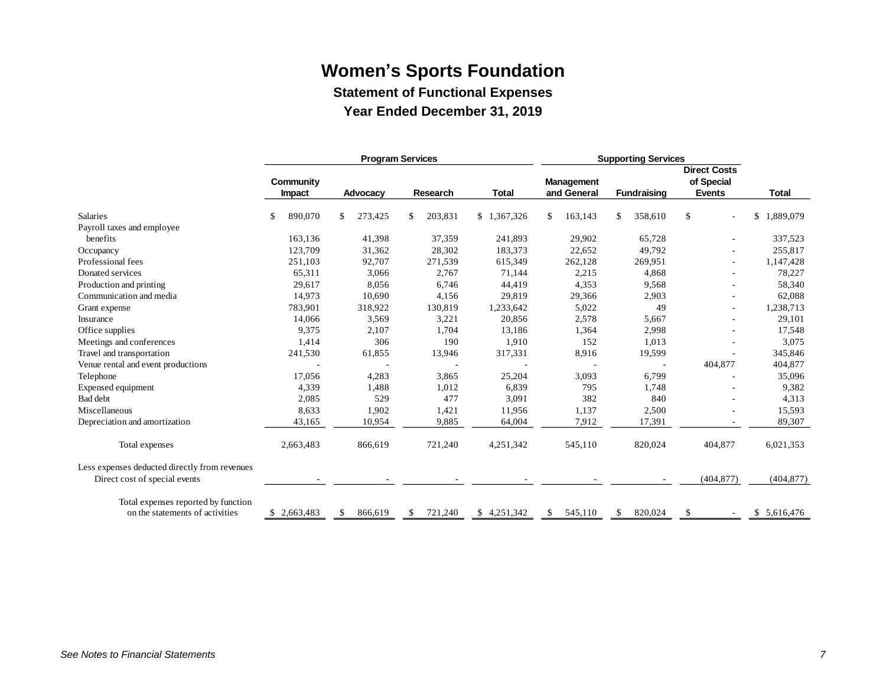# Women's Sports Foundation

## Statement of Functional Expenses

## Year Ended December 31, 2019

| | Program Services | | | | Supporting Services | | | |
|---|---|---|---|---|---|---|---|---|
| | Community Impact | Advocacy | Research | Total | Management and General | Fundraising | Direct Costs of Special Events | Total |
| Salaries | $ 890,070 | $ 273,425 | $ 203,831 | $ 1,367,326 | $ 163,143 | $ 358,610 | $ - | $ 1,889,079 |
| Payroll taxes and employee benefits | 163,136 | 41,398 | 37,359 | 241,893 | 29,902 | 65,728 | - | 337,523 |
| Occupancy | 123,709 | 31,362 | 28,302 | 183,373 | 22,652 | 49,792 | - | 255,817 |
| Professional fees | 251,103 | 92,707 | 271,539 | 615,349 | 262,128 | 269,951 | - | 1,147,428 |
| Donated services | 65,311 | 3,066 | 2,767 | 71,144 | 2,215 | 4,868 | - | 78,227 |
| Production and printing | 29,617 | 8,056 | 6,746 | 44,419 | 4,353 | 9,568 | - | 58,340 |
| Communication and media | 14,973 | 10,690 | 4,156 | 29,819 | 29,366 | 2,903 | - | 62,088 |
| Grant expense | 783,901 | 318,922 | 130,819 | 1,233,642 | 5,022 | 49 | - | 1,238,713 |
| Insurance | 14,066 | 3,569 | 3,221 | 20,856 | 2,578 | 5,667 | - | 29,101 |
| Office supplies | 9,375 | 2,107 | 1,704 | 13,186 | 1,364 | 2,998 | - | 17,548 |
| Meetings and conferences | 1,414 | 306 | 190 | 1,910 | 152 | 1,013 | - | 3,075 |
| Travel and transportation | 241,530 | 61,855 | 13,946 | 317,331 | 8,916 | 19,599 | - | 345,846 |
| Venue rental and event productions | - | - | - | - | - | - | 404,877 | 404,877 |
| Telephone | 17,056 | 4,283 | 3,865 | 25,204 | 3,093 | 6,799 | - | 35,096 |
| Expensed equipment | 4,339 | 1,488 | 1,012 | 6,839 | 795 | 1,748 | - | 9,382 |
| Bad debt | 2,085 | 529 | 477 | 3,091 | 382 | 840 | - | 4,313 |
| Miscellaneous | 8,633 | 1,902 | 1,421 | 11,956 | 1,137 | 2,500 | - | 15,593 |
| Depreciation and amortization | 43,165 | 10,954 | 9,885 | 64,004 | 7,912 | 17,391 | - | 89,307 |
| Total expenses | 2,663,483 | 866,619 | 721,240 | 4,251,342 | 545,110 | 820,024 | 404,877 | 6,021,353 |
| Less expenses deducted directly from revenues | | | | | | | | |
| Direct cost of special events | - | - | - | - | - | - | (404,877) | (404,877) |
| Total expenses reported by function on the statements of activities | $ 2,663,483 | $ 866,619 | $ 721,240 | $ 4,251,342 | $ 545,110 | $ 820,024 | $ - | $ 5,616,476 |

*See Notes to Financial Statements*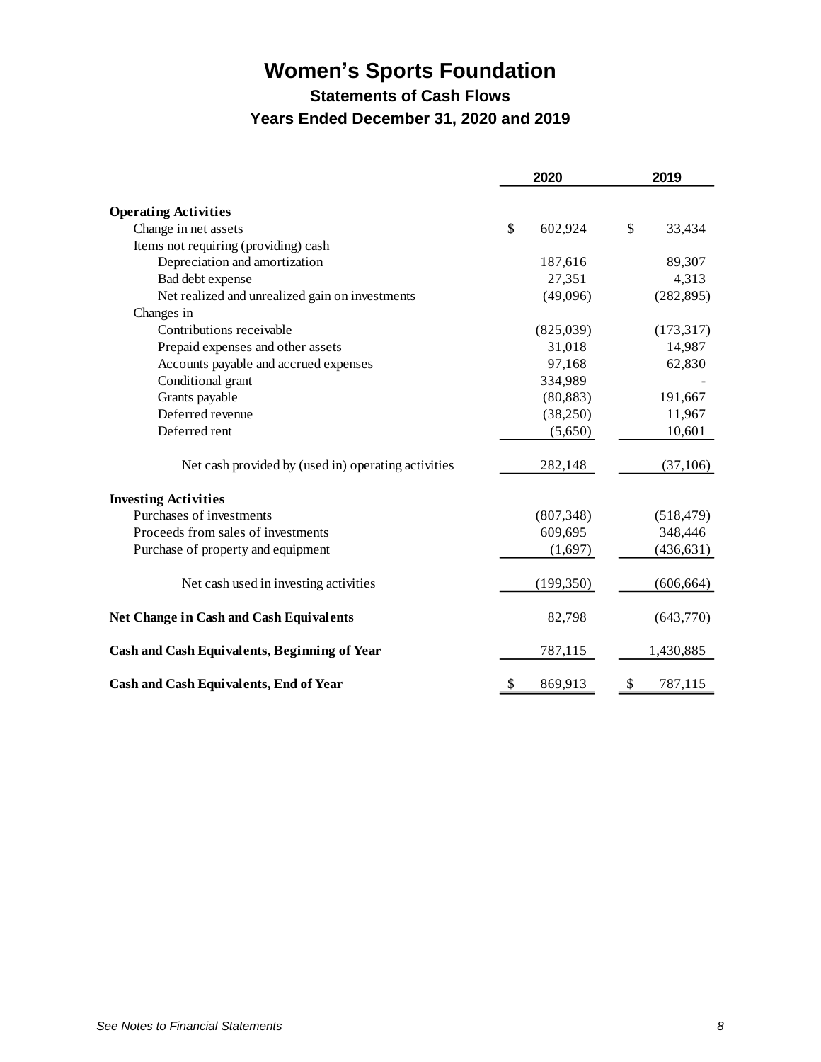# Women's Sports Foundation

## Statements of Cash Flows

## Years Ended December 31, 2020 and 2019

| | 2020 | 2019 |
|---|---|---|
| **Operating Activities** | | |
| Change in net assets | $ 602,924 | $ 33,434 |
| Items not requiring (providing) cash | | |
| Depreciation and amortization | 187,616 | 89,307 |
| Bad debt expense | 27,351 | 4,313 |
| Net realized and unrealized gain on investments | (49,096) | (282,895) |
| Changes in | | |
| Contributions receivable | (825,039) | (173,317) |
| Prepaid expenses and other assets | 31,018 | 14,987 |
| Accounts payable and accrued expenses | 97,168 | 62,830 |
| Conditional grant | 334,989 | - |
| Grants payable | (80,883) | 191,667 |
| Deferred revenue | (38,250) | 11,967 |
| Deferred rent | (5,650) | 10,601 |
| Net cash provided by (used in) operating activities | 282,148 | (37,106) |
| **Investing Activities** | | |
| Purchases of investments | (807,348) | (518,479) |
| Proceeds from sales of investments | 609,695 | 348,446 |
| Purchase of property and equipment | (1,697) | (436,631) |
| Net cash used in investing activities | (199,350) | (606,664) |
| **Net Change in Cash and Cash Equivalents** | 82,798 | (643,770) |
| **Cash and Cash Equivalents, Beginning of Year** | 787,115 | 1,430,885 |
| **Cash and Cash Equivalents, End of Year** | $ 869,913 | $ 787,115 |

*See Notes to Financial Statements*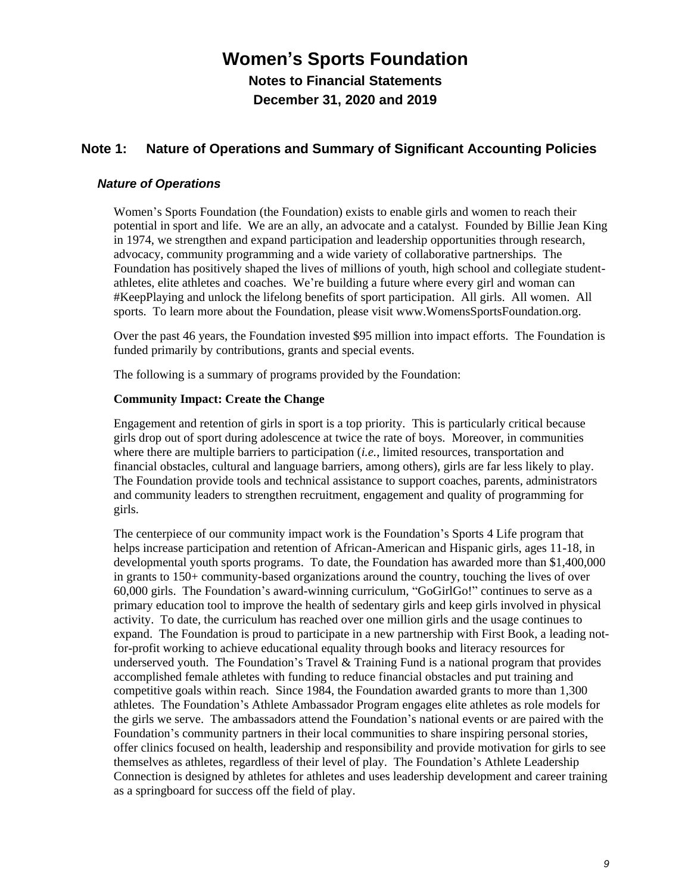# Women's Sports Foundation

## Notes to Financial Statements

## December 31, 2020 and 2019

## Note 1: Nature of Operations and Summary of Significant Accounting Policies

### *Nature of Operations*

Women's Sports Foundation (the Foundation) exists to enable girls and women to reach their potential in sport and life. We are an ally, an advocate and a catalyst. Founded by Billie Jean King in 1974, we strengthen and expand participation and leadership opportunities through research, advocacy, community programming and a wide variety of collaborative partnerships. The Foundation has positively shaped the lives of millions of youth, high school and collegiate student-athletes, elite athletes and coaches. We're building a future where every girl and woman can #KeepPlaying and unlock the lifelong benefits of sport participation. All girls. All women. All sports. To learn more about the Foundation, please visit www.WomensSportsFoundation.org.

Over the past 46 years, the Foundation invested $95 million into impact efforts. The Foundation is funded primarily by contributions, grants and special events.

The following is a summary of programs provided by the Foundation:

**Community Impact: Create the Change**

Engagement and retention of girls in sport is a top priority. This is particularly critical because girls drop out of sport during adolescence at twice the rate of boys. Moreover, in communities where there are multiple barriers to participation (*i.e.*, limited resources, transportation and financial obstacles, cultural and language barriers, among others), girls are far less likely to play. The Foundation provide tools and technical assistance to support coaches, parents, administrators and community leaders to strengthen recruitment, engagement and quality of programming for girls.

The centerpiece of our community impact work is the Foundation's Sports 4 Life program that helps increase participation and retention of African-American and Hispanic girls, ages 11-18, in developmental youth sports programs. To date, the Foundation has awarded more than $1,400,000 in grants to 150+ community-based organizations around the country, touching the lives of over 60,000 girls. The Foundation's award-winning curriculum, "GoGirlGo!" continues to serve as a primary education tool to improve the health of sedentary girls and keep girls involved in physical activity. To date, the curriculum has reached over one million girls and the usage continues to expand. The Foundation is proud to participate in a new partnership with First Book, a leading not-for-profit working to achieve educational equality through books and literacy resources for underserved youth. The Foundation's Travel & Training Fund is a national program that provides accomplished female athletes with funding to reduce financial obstacles and put training and competitive goals within reach. Since 1984, the Foundation awarded grants to more than 1,300 athletes. The Foundation's Athlete Ambassador Program engages elite athletes as role models for the girls we serve. The ambassadors attend the Foundation's national events or are paired with the Foundation's community partners in their local communities to share inspiring personal stories, offer clinics focused on health, leadership and responsibility and provide motivation for girls to see themselves as athletes, regardless of their level of play. The Foundation's Athlete Leadership Connection is designed by athletes for athletes and uses leadership development and career training as a springboard for success off the field of play.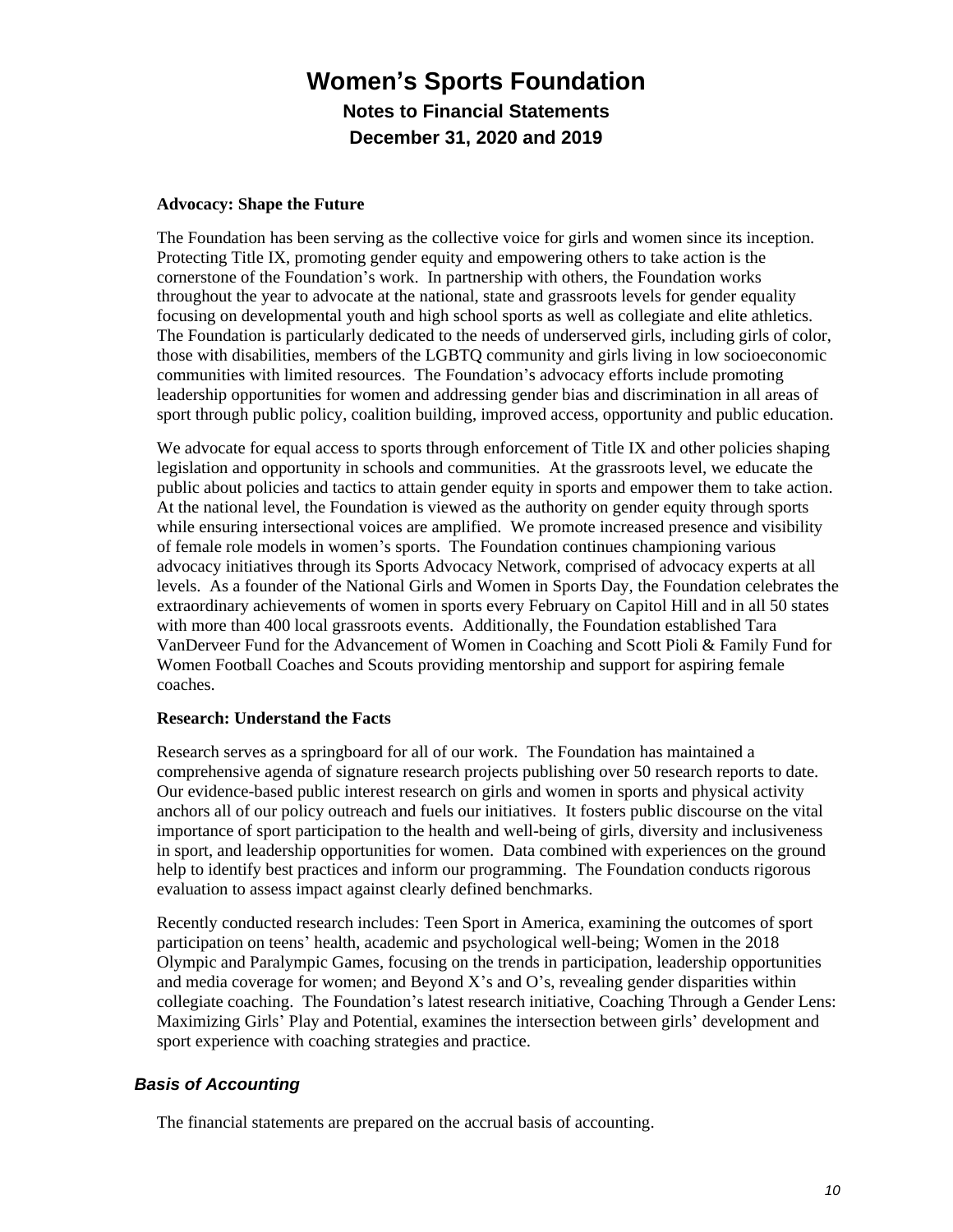# Women's Sports Foundation

## Notes to Financial Statements

## December 31, 2020 and 2019

**Advocacy: Shape the Future**

The Foundation has been serving as the collective voice for girls and women since its inception. Protecting Title IX, promoting gender equity and empowering others to take action is the cornerstone of the Foundation's work. In partnership with others, the Foundation works throughout the year to advocate at the national, state and grassroots levels for gender equality focusing on developmental youth and high school sports as well as collegiate and elite athletics. The Foundation is particularly dedicated to the needs of underserved girls, including girls of color, those with disabilities, members of the LGBTQ community and girls living in low socioeconomic communities with limited resources. The Foundation's advocacy efforts include promoting leadership opportunities for women and addressing gender bias and discrimination in all areas of sport through public policy, coalition building, improved access, opportunity and public education.

We advocate for equal access to sports through enforcement of Title IX and other policies shaping legislation and opportunity in schools and communities. At the grassroots level, we educate the public about policies and tactics to attain gender equity in sports and empower them to take action. At the national level, the Foundation is viewed as the authority on gender equity through sports while ensuring intersectional voices are amplified. We promote increased presence and visibility of female role models in women's sports. The Foundation continues championing various advocacy initiatives through its Sports Advocacy Network, comprised of advocacy experts at all levels. As a founder of the National Girls and Women in Sports Day, the Foundation celebrates the extraordinary achievements of women in sports every February on Capitol Hill and in all 50 states with more than 400 local grassroots events. Additionally, the Foundation established Tara VanDerveer Fund for the Advancement of Women in Coaching and Scott Pioli & Family Fund for Women Football Coaches and Scouts providing mentorship and support for aspiring female coaches.

**Research: Understand the Facts**

Research serves as a springboard for all of our work. The Foundation has maintained a comprehensive agenda of signature research projects publishing over 50 research reports to date. Our evidence-based public interest research on girls and women in sports and physical activity anchors all of our policy outreach and fuels our initiatives. It fosters public discourse on the vital importance of sport participation to the health and well-being of girls, diversity and inclusiveness in sport, and leadership opportunities for women. Data combined with experiences on the ground help to identify best practices and inform our programming. The Foundation conducts rigorous evaluation to assess impact against clearly defined benchmarks.

Recently conducted research includes: Teen Sport in America, examining the outcomes of sport participation on teens' health, academic and psychological well-being; Women in the 2018 Olympic and Paralympic Games, focusing on the trends in participation, leadership opportunities and media coverage for women; and Beyond X's and O's, revealing gender disparities within collegiate coaching. The Foundation's latest research initiative, Coaching Through a Gender Lens: Maximizing Girls' Play and Potential, examines the intersection between girls' development and sport experience with coaching strategies and practice.

### *Basis of Accounting*

The financial statements are prepared on the accrual basis of accounting.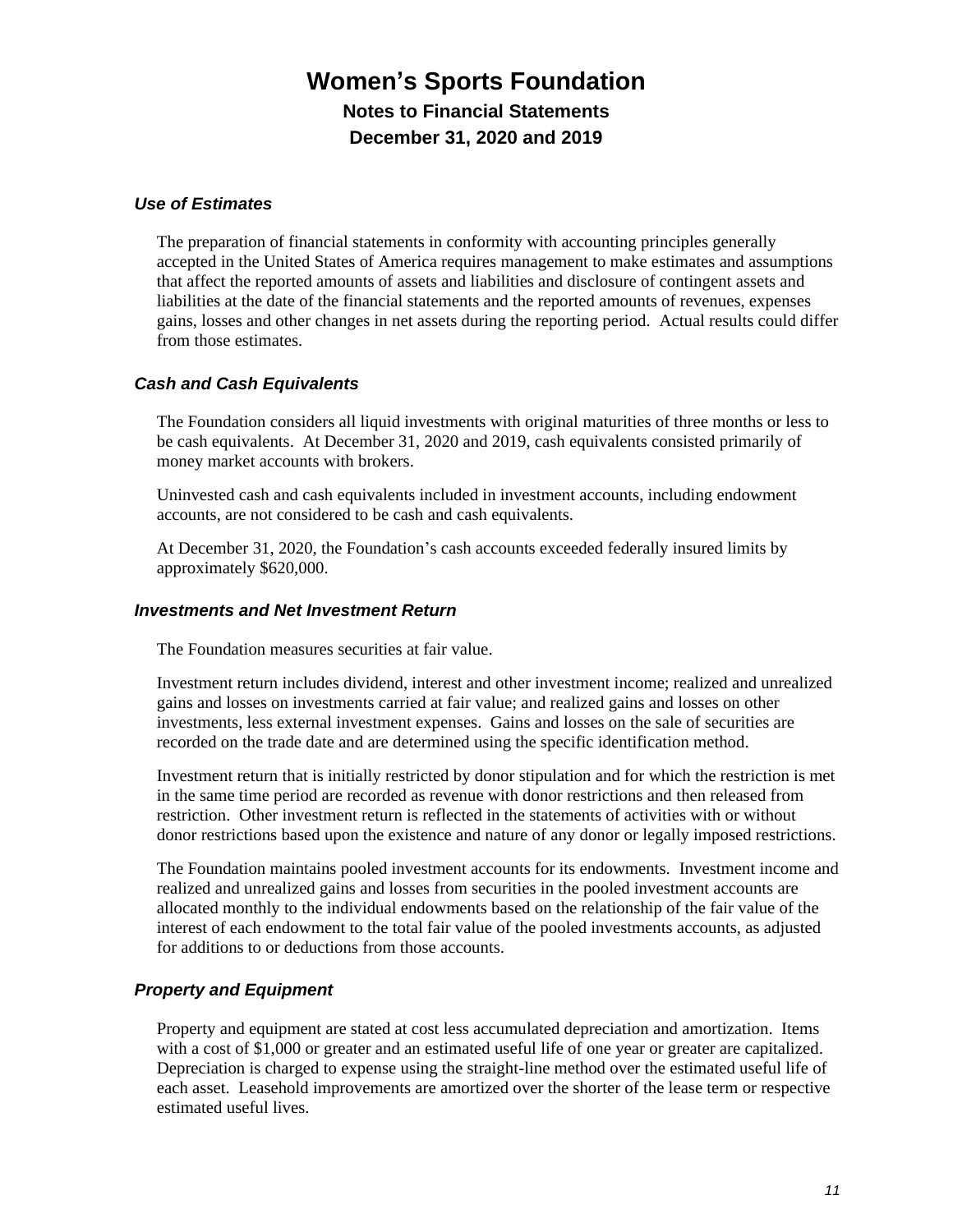# Women's Sports Foundation

## Notes to Financial Statements

## December 31, 2020 and 2019

### *Use of Estimates*

The preparation of financial statements in conformity with accounting principles generally accepted in the United States of America requires management to make estimates and assumptions that affect the reported amounts of assets and liabilities and disclosure of contingent assets and liabilities at the date of the financial statements and the reported amounts of revenues, expenses gains, losses and other changes in net assets during the reporting period. Actual results could differ from those estimates.

### *Cash and Cash Equivalents*

The Foundation considers all liquid investments with original maturities of three months or less to be cash equivalents. At December 31, 2020 and 2019, cash equivalents consisted primarily of money market accounts with brokers.

Uninvested cash and cash equivalents included in investment accounts, including endowment accounts, are not considered to be cash and cash equivalents.

At December 31, 2020, the Foundation's cash accounts exceeded federally insured limits by approximately $620,000.

### *Investments and Net Investment Return*

The Foundation measures securities at fair value.

Investment return includes dividend, interest and other investment income; realized and unrealized gains and losses on investments carried at fair value; and realized gains and losses on other investments, less external investment expenses. Gains and losses on the sale of securities are recorded on the trade date and are determined using the specific identification method.

Investment return that is initially restricted by donor stipulation and for which the restriction is met in the same time period are recorded as revenue with donor restrictions and then released from restriction. Other investment return is reflected in the statements of activities with or without donor restrictions based upon the existence and nature of any donor or legally imposed restrictions.

The Foundation maintains pooled investment accounts for its endowments. Investment income and realized and unrealized gains and losses from securities in the pooled investment accounts are allocated monthly to the individual endowments based on the relationship of the fair value of the interest of each endowment to the total fair value of the pooled investments accounts, as adjusted for additions to or deductions from those accounts.

### *Property and Equipment*

Property and equipment are stated at cost less accumulated depreciation and amortization. Items with a cost of $1,000 or greater and an estimated useful life of one year or greater are capitalized. Depreciation is charged to expense using the straight-line method over the estimated useful life of each asset. Leasehold improvements are amortized over the shorter of the lease term or respective estimated useful lives.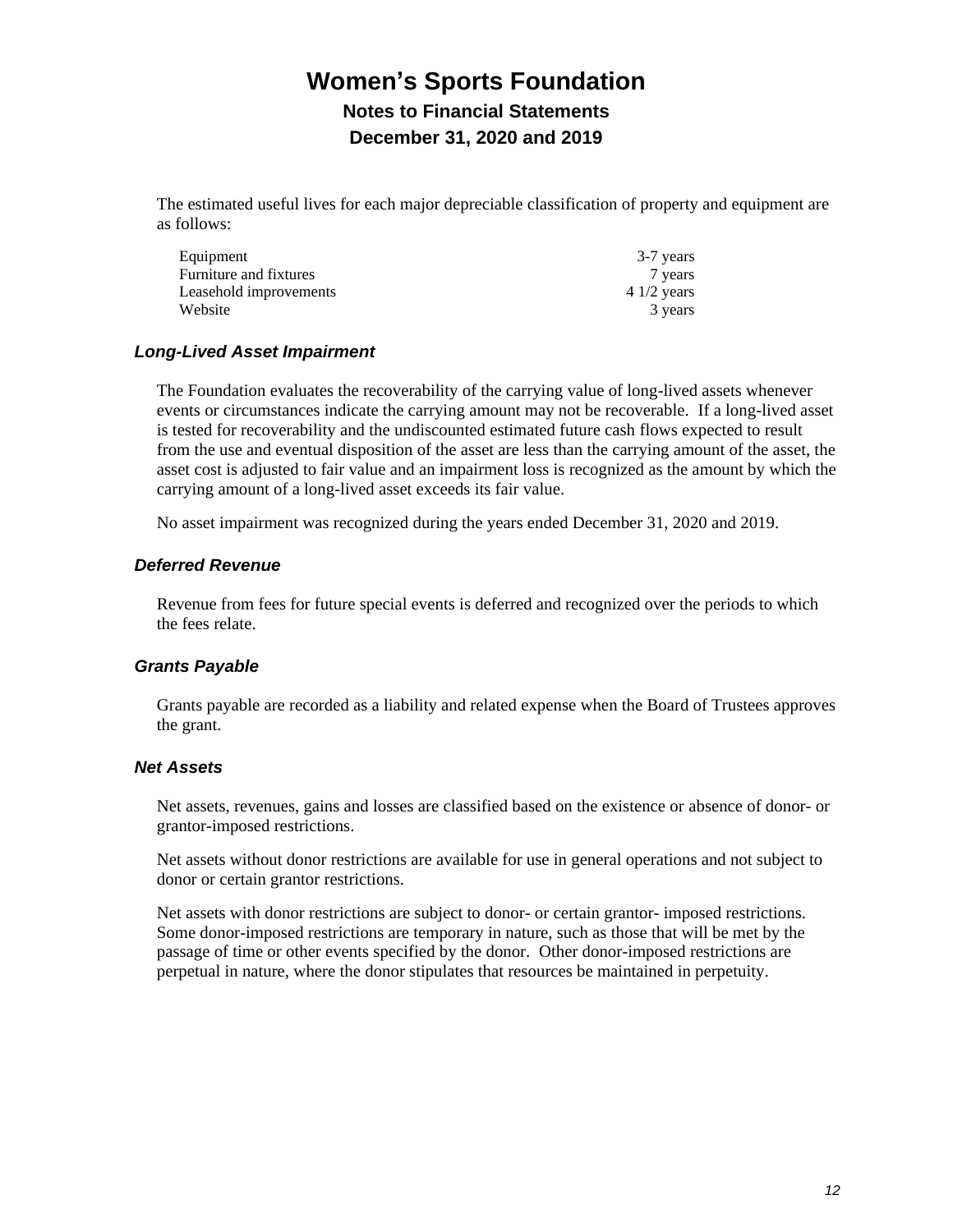The estimated useful lives for each major depreciable classification of property and equipment are as follows:

| | |
|---|---|
| Equipment | 3-7 years |
| Furniture and fixtures | 7 years |
| Leasehold improvements | 4 1/2 years |
| Website | 3 years |

### *Long-Lived Asset Impairment*

The Foundation evaluates the recoverability of the carrying value of long-lived assets whenever events or circumstances indicate the carrying amount may not be recoverable. If a long-lived asset is tested for recoverability and the undiscounted estimated future cash flows expected to result from the use and eventual disposition of the asset are less than the carrying amount of the asset, the asset cost is adjusted to fair value and an impairment loss is recognized as the amount by which the carrying amount of a long-lived asset exceeds its fair value.

No asset impairment was recognized during the years ended December 31, 2020 and 2019.

### *Deferred Revenue*

Revenue from fees for future special events is deferred and recognized over the periods to which the fees relate.

### *Grants Payable*

Grants payable are recorded as a liability and related expense when the Board of Trustees approves the grant.

### *Net Assets*

Net assets, revenues, gains and losses are classified based on the existence or absence of donor- or grantor-imposed restrictions.

Net assets without donor restrictions are available for use in general operations and not subject to donor or certain grantor restrictions.

Net assets with donor restrictions are subject to donor- or certain grantor- imposed restrictions. Some donor-imposed restrictions are temporary in nature, such as those that will be met by the passage of time or other events specified by the donor. Other donor-imposed restrictions are perpetual in nature, where the donor stipulates that resources be maintained in perpetuity.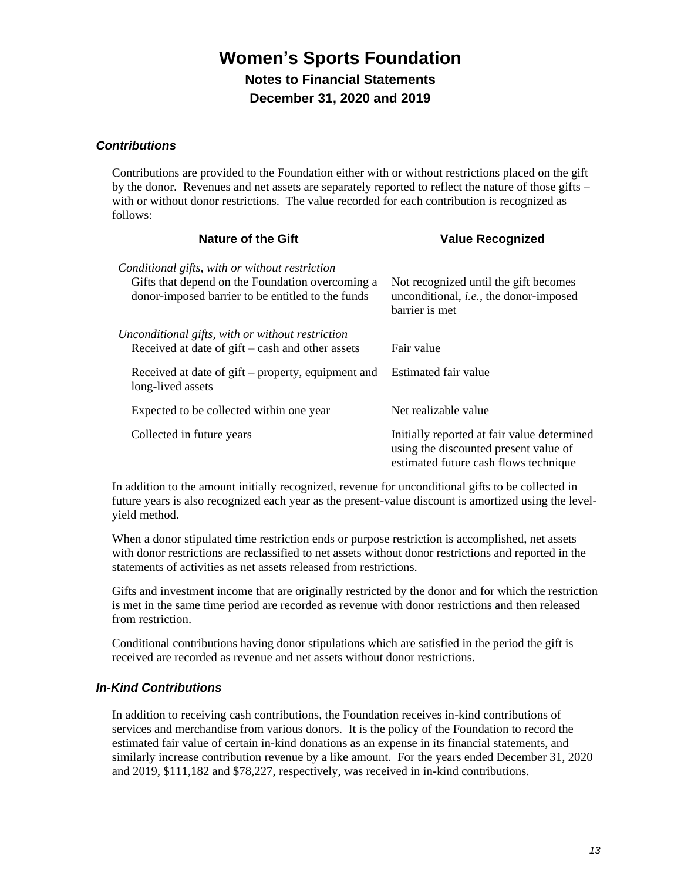# Women's Sports Foundation

## Notes to Financial Statements

## December 31, 2020 and 2019

### *Contributions*

Contributions are provided to the Foundation either with or without restrictions placed on the gift by the donor. Revenues and net assets are separately reported to reflect the nature of those gifts – with or without donor restrictions. The value recorded for each contribution is recognized as follows:

| Nature of the Gift | Value Recognized |
|---|---|
| *Conditional gifts, with or without restriction* | |
| Gifts that depend on the Foundation overcoming a donor-imposed barrier to be entitled to the funds | Not recognized until the gift becomes unconditional, *i.e.*, the donor-imposed barrier is met |
| *Unconditional gifts, with or without restriction* | |
| Received at date of gift – cash and other assets | Fair value |
| Received at date of gift – property, equipment and long-lived assets | Estimated fair value |
| Expected to be collected within one year | Net realizable value |
| Collected in future years | Initially reported at fair value determined using the discounted present value of estimated future cash flows technique |

In addition to the amount initially recognized, revenue for unconditional gifts to be collected in future years is also recognized each year as the present-value discount is amortized using the level-yield method.

When a donor stipulated time restriction ends or purpose restriction is accomplished, net assets with donor restrictions are reclassified to net assets without donor restrictions and reported in the statements of activities as net assets released from restrictions.

Gifts and investment income that are originally restricted by the donor and for which the restriction is met in the same time period are recorded as revenue with donor restrictions and then released from restriction.

Conditional contributions having donor stipulations which are satisfied in the period the gift is received are recorded as revenue and net assets without donor restrictions.

### *In-Kind Contributions*

In addition to receiving cash contributions, the Foundation receives in-kind contributions of services and merchandise from various donors. It is the policy of the Foundation to record the estimated fair value of certain in-kind donations as an expense in its financial statements, and similarly increase contribution revenue by a like amount. For the years ended December 31, 2020 and 2019, $111,182 and $78,227, respectively, was received in in-kind contributions.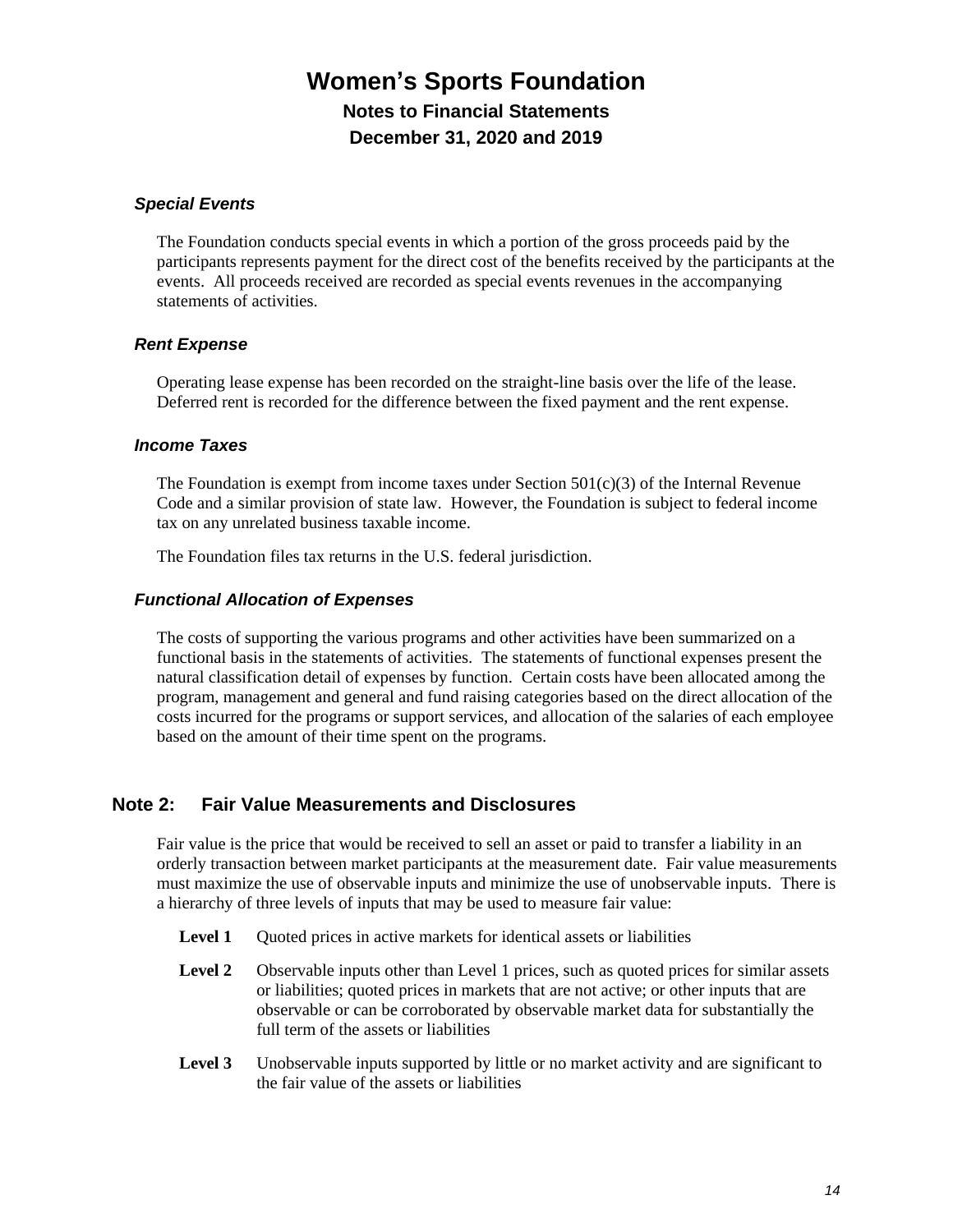### *Special Events*

The Foundation conducts special events in which a portion of the gross proceeds paid by the participants represents payment for the direct cost of the benefits received by the participants at the events. All proceeds received are recorded as special events revenues in the accompanying statements of activities.

### *Rent Expense*

Operating lease expense has been recorded on the straight-line basis over the life of the lease. Deferred rent is recorded for the difference between the fixed payment and the rent expense.

### *Income Taxes*

The Foundation is exempt from income taxes under Section 501(c)(3) of the Internal Revenue Code and a similar provision of state law. However, the Foundation is subject to federal income tax on any unrelated business taxable income.

The Foundation files tax returns in the U.S. federal jurisdiction.

### *Functional Allocation of Expenses*

The costs of supporting the various programs and other activities have been summarized on a functional basis in the statements of activities. The statements of functional expenses present the natural classification detail of expenses by function. Certain costs have been allocated among the program, management and general and fund raising categories based on the direct allocation of the costs incurred for the programs or support services, and allocation of the salaries of each employee based on the amount of their time spent on the programs.

## Note 2: Fair Value Measurements and Disclosures

Fair value is the price that would be received to sell an asset or paid to transfer a liability in an orderly transaction between market participants at the measurement date. Fair value measurements must maximize the use of observable inputs and minimize the use of unobservable inputs. There is a hierarchy of three levels of inputs that may be used to measure fair value:

**Level 1** Quoted prices in active markets for identical assets or liabilities

**Level 2** Observable inputs other than Level 1 prices, such as quoted prices for similar assets or liabilities; quoted prices in markets that are not active; or other inputs that are observable or can be corroborated by observable market data for substantially the full term of the assets or liabilities

**Level 3** Unobservable inputs supported by little or no market activity and are significant to the fair value of the assets or liabilities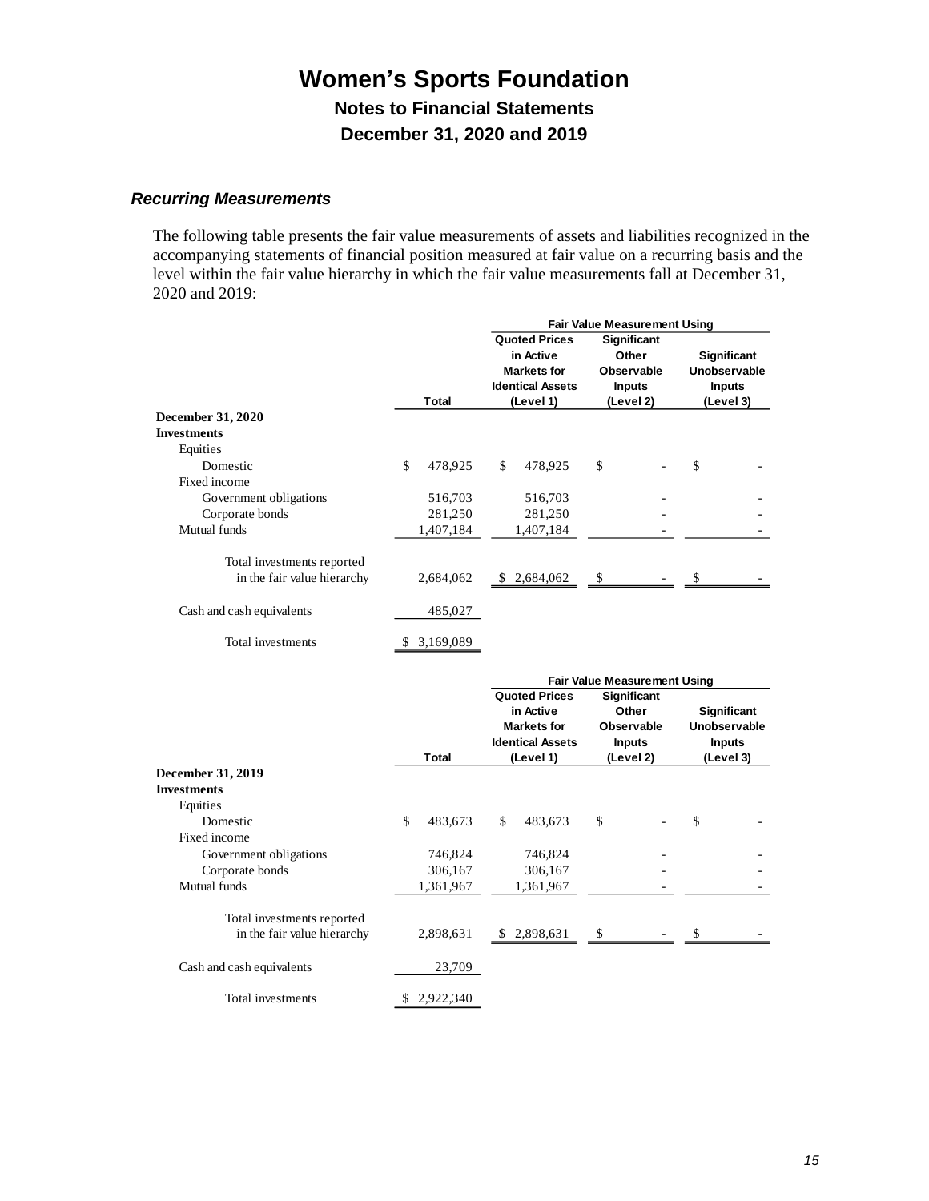# Women's Sports Foundation

## Notes to Financial Statements

## December 31, 2020 and 2019

### *Recurring Measurements*

The following table presents the fair value measurements of assets and liabilities recognized in the accompanying statements of financial position measured at fair value on a recurring basis and the level within the fair value hierarchy in which the fair value measurements fall at December 31, 2020 and 2019:

| | | Fair Value Measurement Using | | |
|---|---|---|---|---|
| | Total | Quoted Prices in Active Markets for Identical Assets (Level 1) | Significant Other Observable Inputs (Level 2) | Significant Unobservable Inputs (Level 3) |
| **December 31, 2020** | | | | |
| **Investments** | | | | |
| Equities | | | | |
| Domestic | $ 478,925 | $ 478,925 | $ - | $ - |
| Fixed income | | | | |
| Government obligations | 516,703 | 516,703 | - | - |
| Corporate bonds | 281,250 | 281,250 | - | - |
| Mutual funds | 1,407,184 | 1,407,184 | - | - |
| Total investments reported in the fair value hierarchy | 2,684,062 | $ 2,684,062 | $ - | $ - |
| Cash and cash equivalents | 485,027 | | | |
| Total investments | $ 3,169,089 | | | |

| | | Fair Value Measurement Using | | |
|---|---|---|---|---|
| | Total | Quoted Prices in Active Markets for Identical Assets (Level 1) | Significant Other Observable Inputs (Level 2) | Significant Unobservable Inputs (Level 3) |
| **December 31, 2019** | | | | |
| **Investments** | | | | |
| Equities | | | | |
| Domestic | $ 483,673 | $ 483,673 | $ - | $ - |
| Fixed income | | | | |
| Government obligations | 746,824 | 746,824 | - | - |
| Corporate bonds | 306,167 | 306,167 | - | - |
| Mutual funds | 1,361,967 | 1,361,967 | - | - |
| Total investments reported in the fair value hierarchy | 2,898,631 | $ 2,898,631 | $ - | $ - |
| Cash and cash equivalents | 23,709 | | | |
| Total investments | $ 2,922,340 | | | |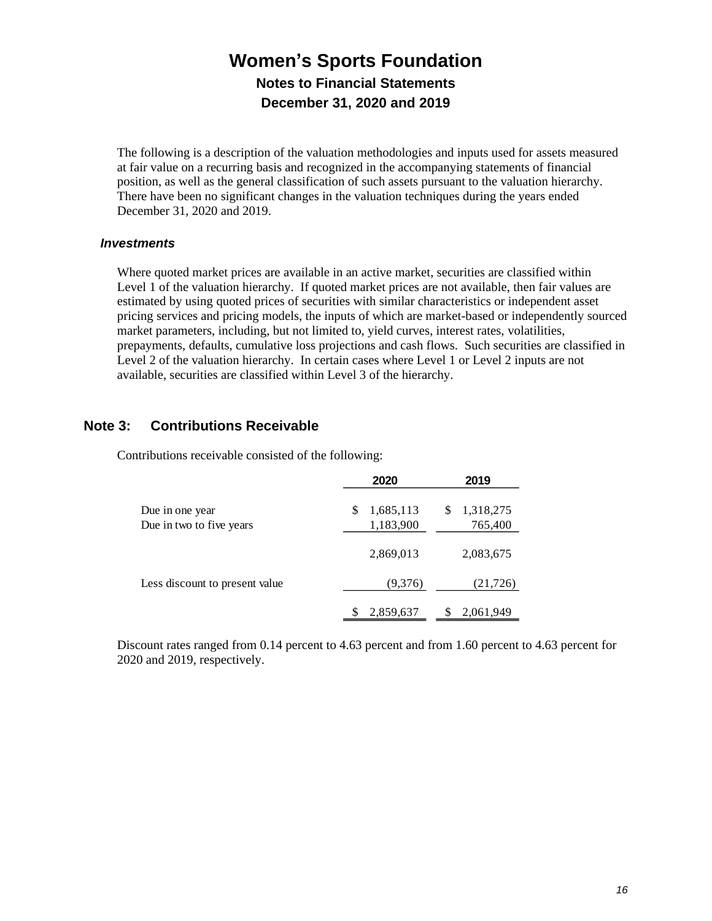The following is a description of the valuation methodologies and inputs used for assets measured at fair value on a recurring basis and recognized in the accompanying statements of financial position, as well as the general classification of such assets pursuant to the valuation hierarchy. There have been no significant changes in the valuation techniques during the years ended December 31, 2020 and 2019.

### *Investments*

Where quoted market prices are available in an active market, securities are classified within Level 1 of the valuation hierarchy. If quoted market prices are not available, then fair values are estimated by using quoted prices of securities with similar characteristics or independent asset pricing services and pricing models, the inputs of which are market-based or independently sourced market parameters, including, but not limited to, yield curves, interest rates, volatilities, prepayments, defaults, cumulative loss projections and cash flows. Such securities are classified in Level 2 of the valuation hierarchy. In certain cases where Level 1 or Level 2 inputs are not available, securities are classified within Level 3 of the hierarchy.

## Note 3: Contributions Receivable

Contributions receivable consisted of the following:

| | 2020 | 2019 |
|---|---|---|
| Due in one year | $ 1,685,113 | $ 1,318,275 |
| Due in two to five years | 1,183,900 | 765,400 |
| | 2,869,013 | 2,083,675 |
| Less discount to present value | (9,376) | (21,726) |
| | $ 2,859,637 | $ 2,061,949 |

Discount rates ranged from 0.14 percent to 4.63 percent and from 1.60 percent to 4.63 percent for 2020 and 2019, respectively.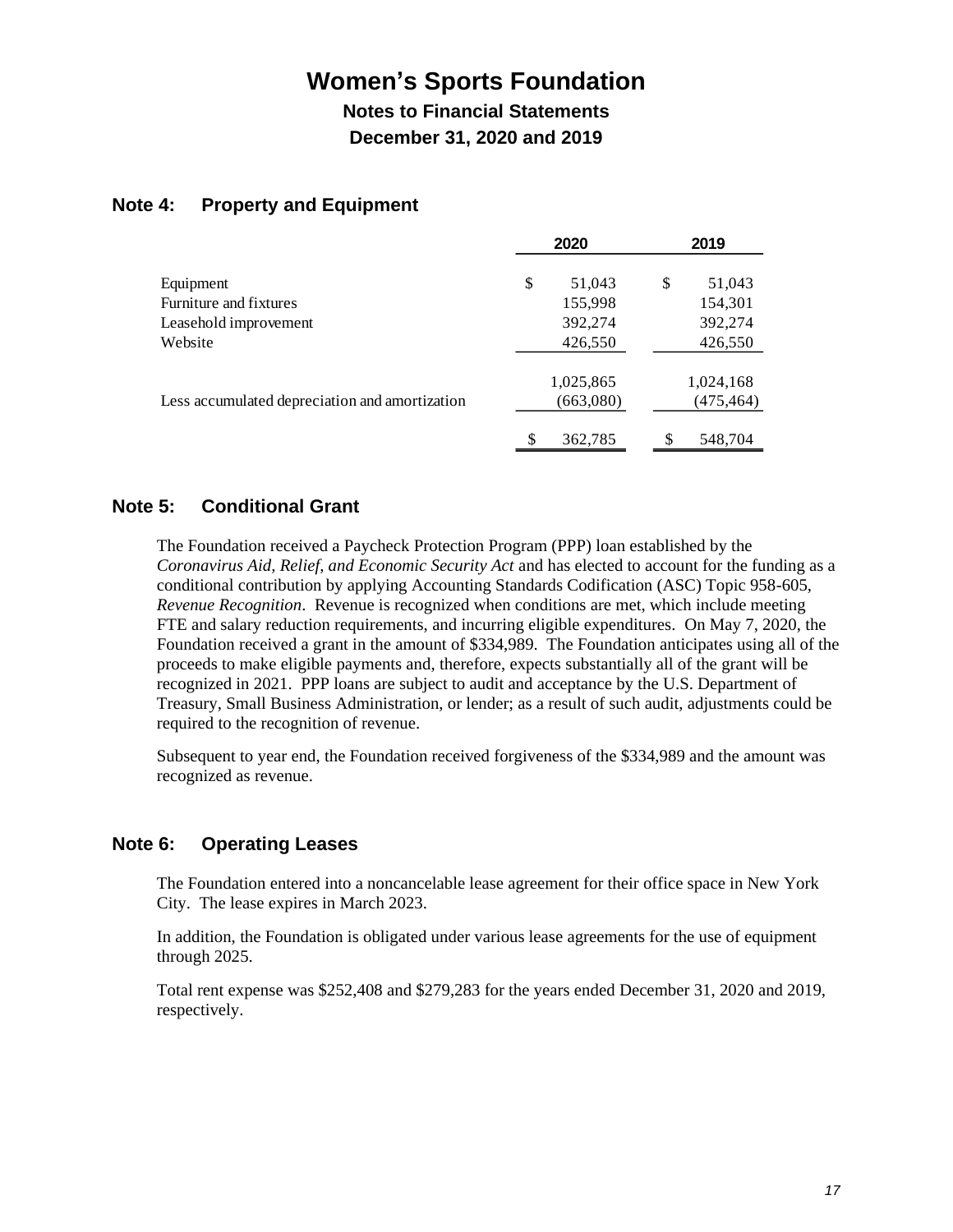# Women's Sports Foundation

## Notes to Financial Statements

## December 31, 2020 and 2019

### Note 4: Property and Equipment

| | 2020 | 2019 |
|---|---|---|
| Equipment | $ 51,043 | $ 51,043 |
| Furniture and fixtures | 155,998 | 154,301 |
| Leasehold improvement | 392,274 | 392,274 |
| Website | 426,550 | 426,550 |
| | 1,025,865 | 1,024,168 |
| Less accumulated depreciation and amortization | (663,080) | (475,464) |
| | $ 362,785 | $ 548,704 |

### Note 5: Conditional Grant

The Foundation received a Paycheck Protection Program (PPP) loan established by the *Coronavirus Aid, Relief, and Economic Security Act* and has elected to account for the funding as a conditional contribution by applying Accounting Standards Codification (ASC) Topic 958-605, *Revenue Recognition*. Revenue is recognized when conditions are met, which include meeting FTE and salary reduction requirements, and incurring eligible expenditures. On May 7, 2020, the Foundation received a grant in the amount of $334,989. The Foundation anticipates using all of the proceeds to make eligible payments and, therefore, expects substantially all of the grant will be recognized in 2021. PPP loans are subject to audit and acceptance by the U.S. Department of Treasury, Small Business Administration, or lender; as a result of such audit, adjustments could be required to the recognition of revenue.

Subsequent to year end, the Foundation received forgiveness of the $334,989 and the amount was recognized as revenue.

### Note 6: Operating Leases

The Foundation entered into a noncancelable lease agreement for their office space in New York City. The lease expires in March 2023.

In addition, the Foundation is obligated under various lease agreements for the use of equipment through 2025.

Total rent expense was $252,408 and $279,283 for the years ended December 31, 2020 and 2019, respectively.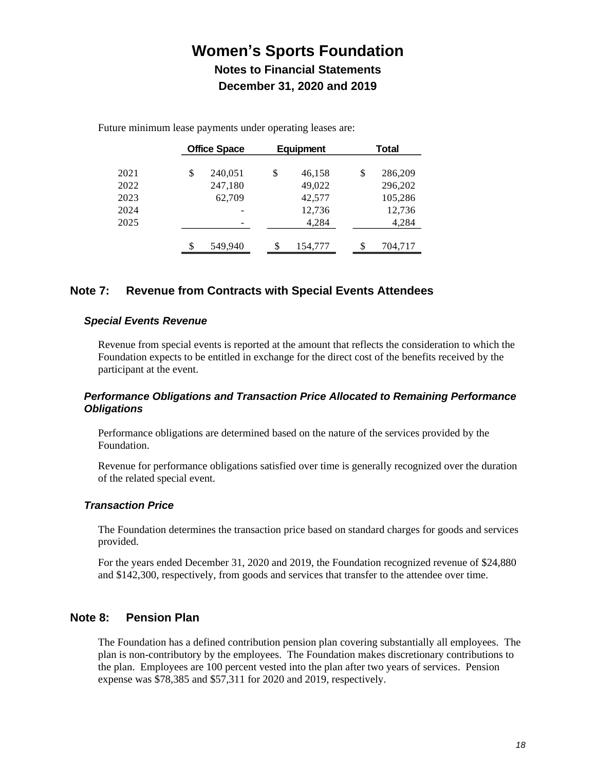Future minimum lease payments under operating leases are:

| | Office Space | Equipment | Total |
|---|---|---|---|
| 2021 | $ 240,051 | $ 46,158 | $ 286,209 |
| 2022 | 247,180 | 49,022 | 296,202 |
| 2023 | 62,709 | 42,577 | 105,286 |
| 2024 | - | 12,736 | 12,736 |
| 2025 | - | 4,284 | 4,284 |
| | $ 549,940 | $ 154,777 | $ 704,717 |

## Note 7: Revenue from Contracts with Special Events Attendees

### *Special Events Revenue*

Revenue from special events is reported at the amount that reflects the consideration to which the Foundation expects to be entitled in exchange for the direct cost of the benefits received by the participant at the event.

### *Performance Obligations and Transaction Price Allocated to Remaining Performance Obligations*

Performance obligations are determined based on the nature of the services provided by the Foundation.

Revenue for performance obligations satisfied over time is generally recognized over the duration of the related special event.

### *Transaction Price*

The Foundation determines the transaction price based on standard charges for goods and services provided.

For the years ended December 31, 2020 and 2019, the Foundation recognized revenue of $24,880 and $142,300, respectively, from goods and services that transfer to the attendee over time.

## Note 8: Pension Plan

The Foundation has a defined contribution pension plan covering substantially all employees. The plan is non-contributory by the employees. The Foundation makes discretionary contributions to the plan. Employees are 100 percent vested into the plan after two years of services. Pension expense was $78,385 and $57,311 for 2020 and 2019, respectively.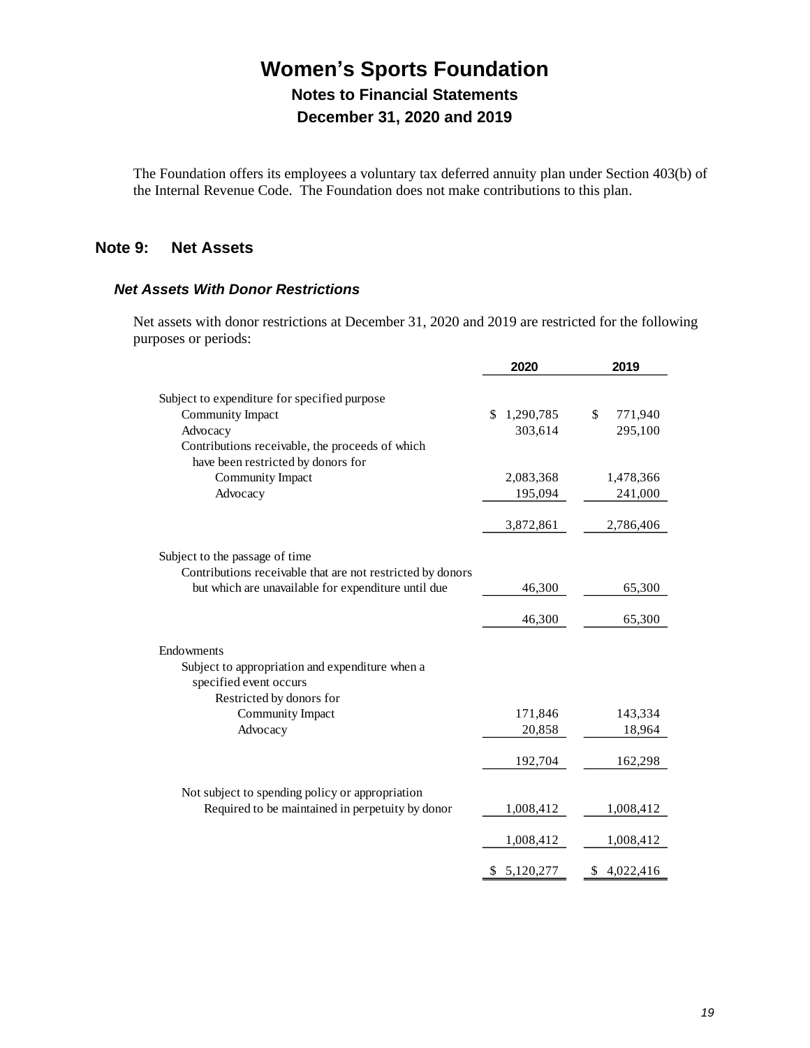The Foundation offers its employees a voluntary tax deferred annuity plan under Section 403(b) of the Internal Revenue Code. The Foundation does not make contributions to this plan.

## Note 9: Net Assets

### *Net Assets With Donor Restrictions*

Net assets with donor restrictions at December 31, 2020 and 2019 are restricted for the following purposes or periods:

| | 2020 | 2019 |
|---|---|---|
| Subject to expenditure for specified purpose | | |
| Community Impact | $ 1,290,785 | $ 771,940 |
| Advocacy | 303,614 | 295,100 |
| Contributions receivable, the proceeds of which have been restricted by donors for | | |
| Community Impact | 2,083,368 | 1,478,366 |
| Advocacy | 195,094 | 241,000 |
| | 3,872,861 | 2,786,406 |
| Subject to the passage of time | | |
| Contributions receivable that are not restricted by donors but which are unavailable for expenditure until due | 46,300 | 65,300 |
| | 46,300 | 65,300 |
| Endowments | | |
| Subject to appropriation and expenditure when a specified event occurs | | |
| Restricted by donors for | | |
| Community Impact | 171,846 | 143,334 |
| Advocacy | 20,858 | 18,964 |
| | 192,704 | 162,298 |
| Not subject to spending policy or appropriation | | |
| Required to be maintained in perpetuity by donor | 1,008,412 | 1,008,412 |
| | 1,008,412 | 1,008,412 |
| | $ 5,120,277 | $ 4,022,416 |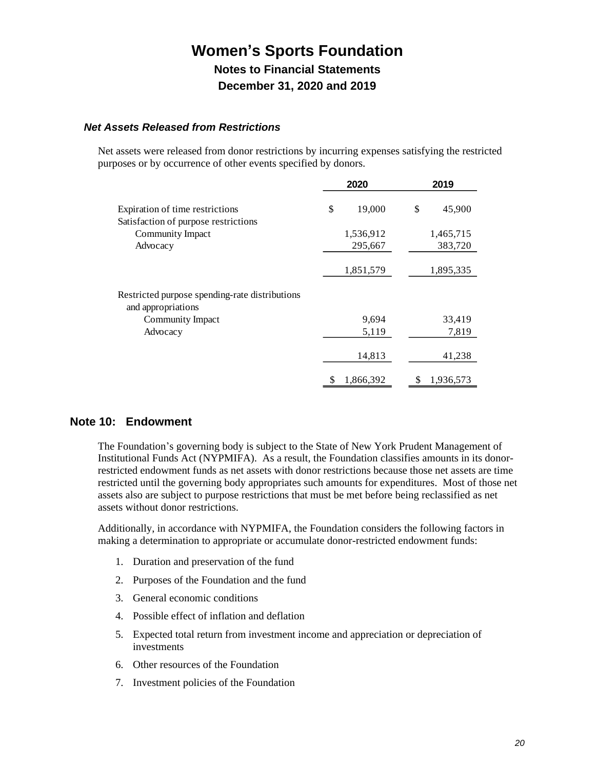# Women's Sports Foundation

## Notes to Financial Statements

## December 31, 2020 and 2019

### *Net Assets Released from Restrictions*

Net assets were released from donor restrictions by incurring expenses satisfying the restricted purposes or by occurrence of other events specified by donors.

| | 2020 | 2019 |
|---|---|---|
| Expiration of time restrictions | $ 19,000 | $ 45,900 |
| Satisfaction of purpose restrictions | | |
| Community Impact | 1,536,912 | 1,465,715 |
| Advocacy | 295,667 | 383,720 |
| | 1,851,579 | 1,895,335 |
| Restricted purpose spending-rate distributions and appropriations | | |
| Community Impact | 9,694 | 33,419 |
| Advocacy | 5,119 | 7,819 |
| | 14,813 | 41,238 |
| | $ 1,866,392 | $ 1,936,573 |

## Note 10: Endowment

The Foundation's governing body is subject to the State of New York Prudent Management of Institutional Funds Act (NYPMIFA). As a result, the Foundation classifies amounts in its donor-restricted endowment funds as net assets with donor restrictions because those net assets are time restricted until the governing body appropriates such amounts for expenditures. Most of those net assets also are subject to purpose restrictions that must be met before being reclassified as net assets without donor restrictions.

Additionally, in accordance with NYPMIFA, the Foundation considers the following factors in making a determination to appropriate or accumulate donor-restricted endowment funds:

1. Duration and preservation of the fund
2. Purposes of the Foundation and the fund
3. General economic conditions
4. Possible effect of inflation and deflation
5. Expected total return from investment income and appreciation or depreciation of investments
6. Other resources of the Foundation
7. Investment policies of the Foundation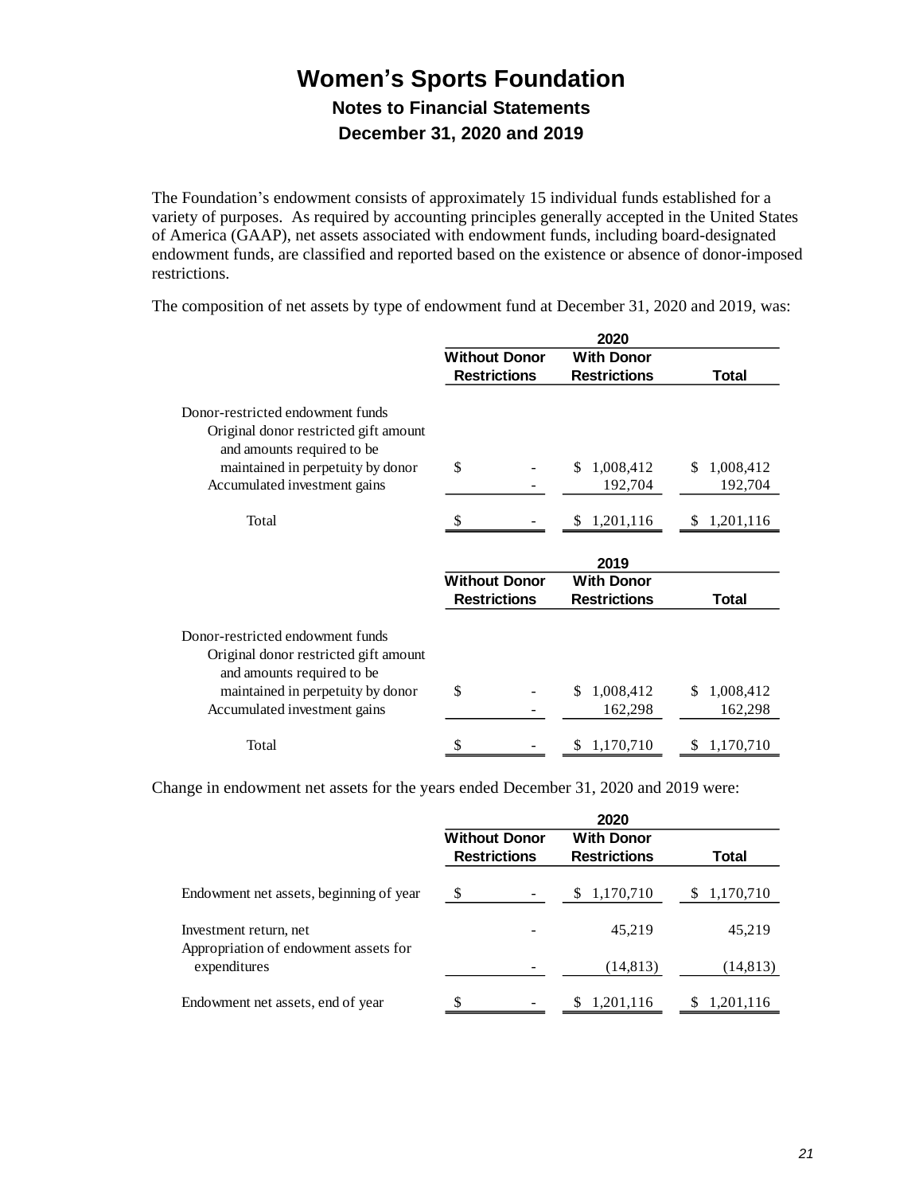# Women's Sports Foundation

## Notes to Financial Statements

## December 31, 2020 and 2019

The Foundation's endowment consists of approximately 15 individual funds established for a variety of purposes. As required by accounting principles generally accepted in the United States of America (GAAP), net assets associated with endowment funds, including board-designated endowment funds, are classified and reported based on the existence or absence of donor-imposed restrictions.

The composition of net assets by type of endowment fund at December 31, 2020 and 2019, was:

| | 2020 | | |
|---|---|---|---|
| | Without Donor Restrictions | With Donor Restrictions | Total |
| Donor-restricted endowment funds | | | |
| Original donor restricted gift amount and amounts required to be maintained in perpetuity by donor | $ - | $ 1,008,412 | $ 1,008,412 |
| Accumulated investment gains | - | 192,704 | 192,704 |
| Total | $ - | $ 1,201,116 | $ 1,201,116 |

| | 2019 | | |
|---|---|---|---|
| | Without Donor Restrictions | With Donor Restrictions | Total |
| Donor-restricted endowment funds | | | |
| Original donor restricted gift amount and amounts required to be maintained in perpetuity by donor | $ - | $ 1,008,412 | $ 1,008,412 |
| Accumulated investment gains | - | 162,298 | 162,298 |
| Total | $ - | $ 1,170,710 | $ 1,170,710 |

Change in endowment net assets for the years ended December 31, 2020 and 2019 were:

| | 2020 | | |
|---|---|---|---|
| | Without Donor Restrictions | With Donor Restrictions | Total |
| Endowment net assets, beginning of year | $ - | $ 1,170,710 | $ 1,170,710 |
| Investment return, net | - | 45,219 | 45,219 |
| Appropriation of endowment assets for expenditures | - | (14,813) | (14,813) |
| Endowment net assets, end of year | $ - | $ 1,201,116 | $ 1,201,116 |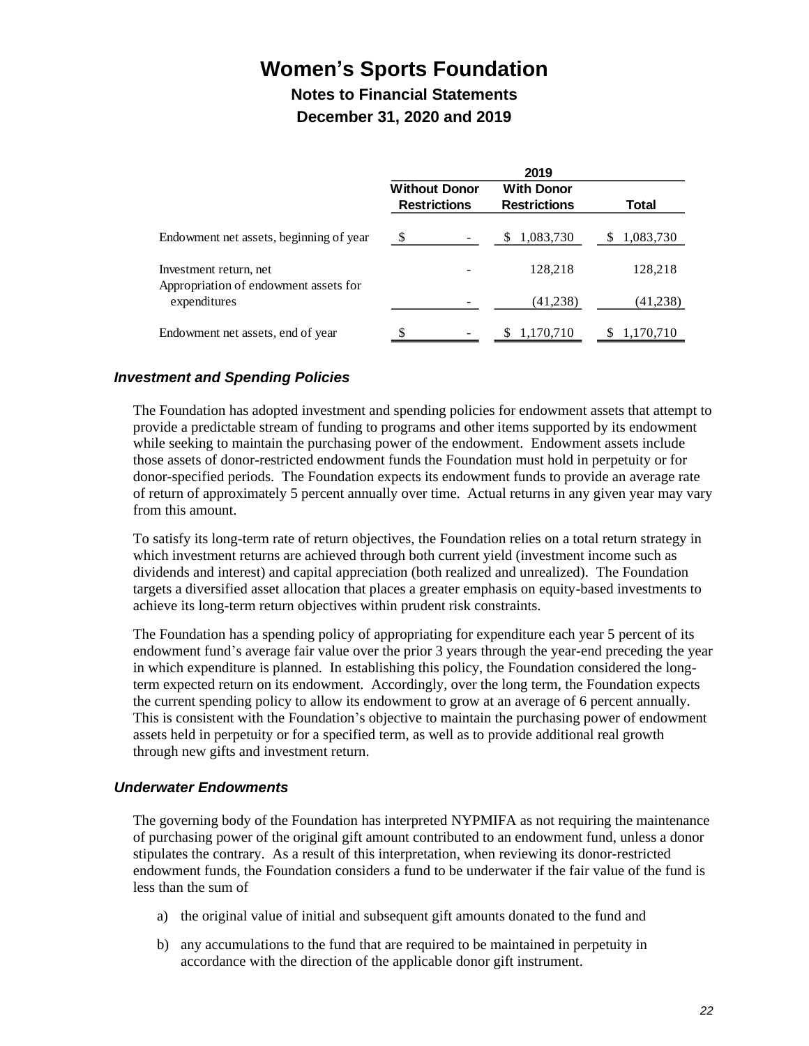# Women's Sports Foundation

## Notes to Financial Statements

## December 31, 2020 and 2019

| | 2019 | | |
|---|---|---|---|
| | Without Donor Restrictions | With Donor Restrictions | Total |
| Endowment net assets, beginning of year | $ - | $ 1,083,730 | $ 1,083,730 |
| Investment return, net | - | 128,218 | 128,218 |
| Appropriation of endowment assets for expenditures | - | (41,238) | (41,238) |
| Endowment net assets, end of year | $ - | $ 1,170,710 | $ 1,170,710 |

### *Investment and Spending Policies*

The Foundation has adopted investment and spending policies for endowment assets that attempt to provide a predictable stream of funding to programs and other items supported by its endowment while seeking to maintain the purchasing power of the endowment. Endowment assets include those assets of donor-restricted endowment funds the Foundation must hold in perpetuity or for donor-specified periods. The Foundation expects its endowment funds to provide an average rate of return of approximately 5 percent annually over time. Actual returns in any given year may vary from this amount.

To satisfy its long-term rate of return objectives, the Foundation relies on a total return strategy in which investment returns are achieved through both current yield (investment income such as dividends and interest) and capital appreciation (both realized and unrealized). The Foundation targets a diversified asset allocation that places a greater emphasis on equity-based investments to achieve its long-term return objectives within prudent risk constraints.

The Foundation has a spending policy of appropriating for expenditure each year 5 percent of its endowment fund's average fair value over the prior 3 years through the year-end preceding the year in which expenditure is planned. In establishing this policy, the Foundation considered the long-term expected return on its endowment. Accordingly, over the long term, the Foundation expects the current spending policy to allow its endowment to grow at an average of 6 percent annually. This is consistent with the Foundation's objective to maintain the purchasing power of endowment assets held in perpetuity or for a specified term, as well as to provide additional real growth through new gifts and investment return.

### *Underwater Endowments*

The governing body of the Foundation has interpreted NYPMIFA as not requiring the maintenance of purchasing power of the original gift amount contributed to an endowment fund, unless a donor stipulates the contrary. As a result of this interpretation, when reviewing its donor-restricted endowment funds, the Foundation considers a fund to be underwater if the fair value of the fund is less than the sum of

a) the original value of initial and subsequent gift amounts donated to the fund and

b) any accumulations to the fund that are required to be maintained in perpetuity in accordance with the direction of the applicable donor gift instrument.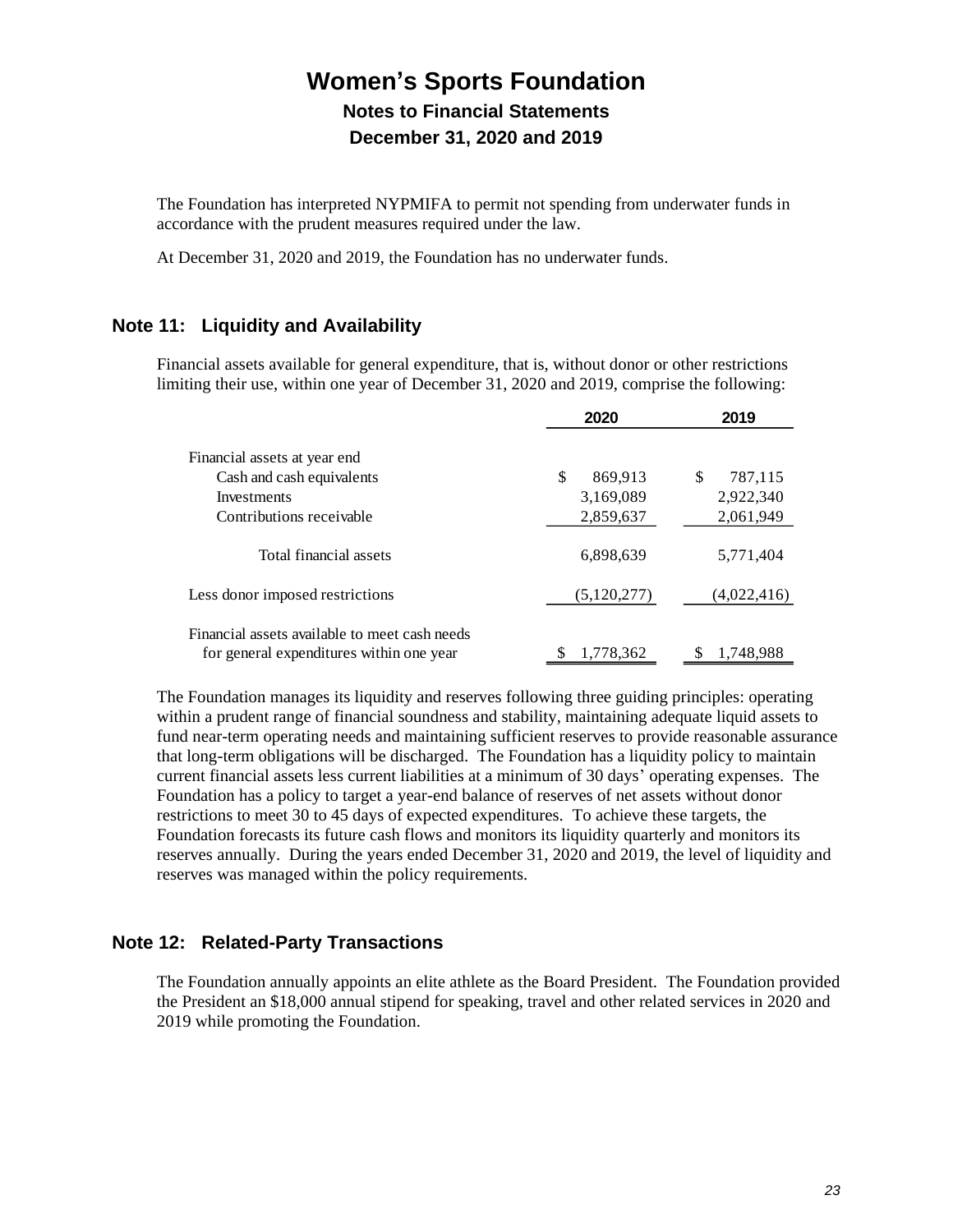The Foundation has interpreted NYPMIFA to permit not spending from underwater funds in accordance with the prudent measures required under the law.

At December 31, 2020 and 2019, the Foundation has no underwater funds.

## Note 11: Liquidity and Availability

Financial assets available for general expenditure, that is, without donor or other restrictions limiting their use, within one year of December 31, 2020 and 2019, comprise the following:

| | 2020 | 2019 |
|---|---|---|
| Financial assets at year end | | |
| Cash and cash equivalents | $ 869,913 | $ 787,115 |
| Investments | 3,169,089 | 2,922,340 |
| Contributions receivable | 2,859,637 | 2,061,949 |
| Total financial assets | 6,898,639 | 5,771,404 |
| Less donor imposed restrictions | (5,120,277) | (4,022,416) |
| Financial assets available to meet cash needs for general expenditures within one year | $ 1,778,362 | $ 1,748,988 |

The Foundation manages its liquidity and reserves following three guiding principles: operating within a prudent range of financial soundness and stability, maintaining adequate liquid assets to fund near-term operating needs and maintaining sufficient reserves to provide reasonable assurance that long-term obligations will be discharged. The Foundation has a liquidity policy to maintain current financial assets less current liabilities at a minimum of 30 days' operating expenses. The Foundation has a policy to target a year-end balance of reserves of net assets without donor restrictions to meet 30 to 45 days of expected expenditures. To achieve these targets, the Foundation forecasts its future cash flows and monitors its liquidity quarterly and monitors its reserves annually. During the years ended December 31, 2020 and 2019, the level of liquidity and reserves was managed within the policy requirements.

## Note 12: Related-Party Transactions

The Foundation annually appoints an elite athlete as the Board President. The Foundation provided the President an $18,000 annual stipend for speaking, travel and other related services in 2020 and 2019 while promoting the Foundation.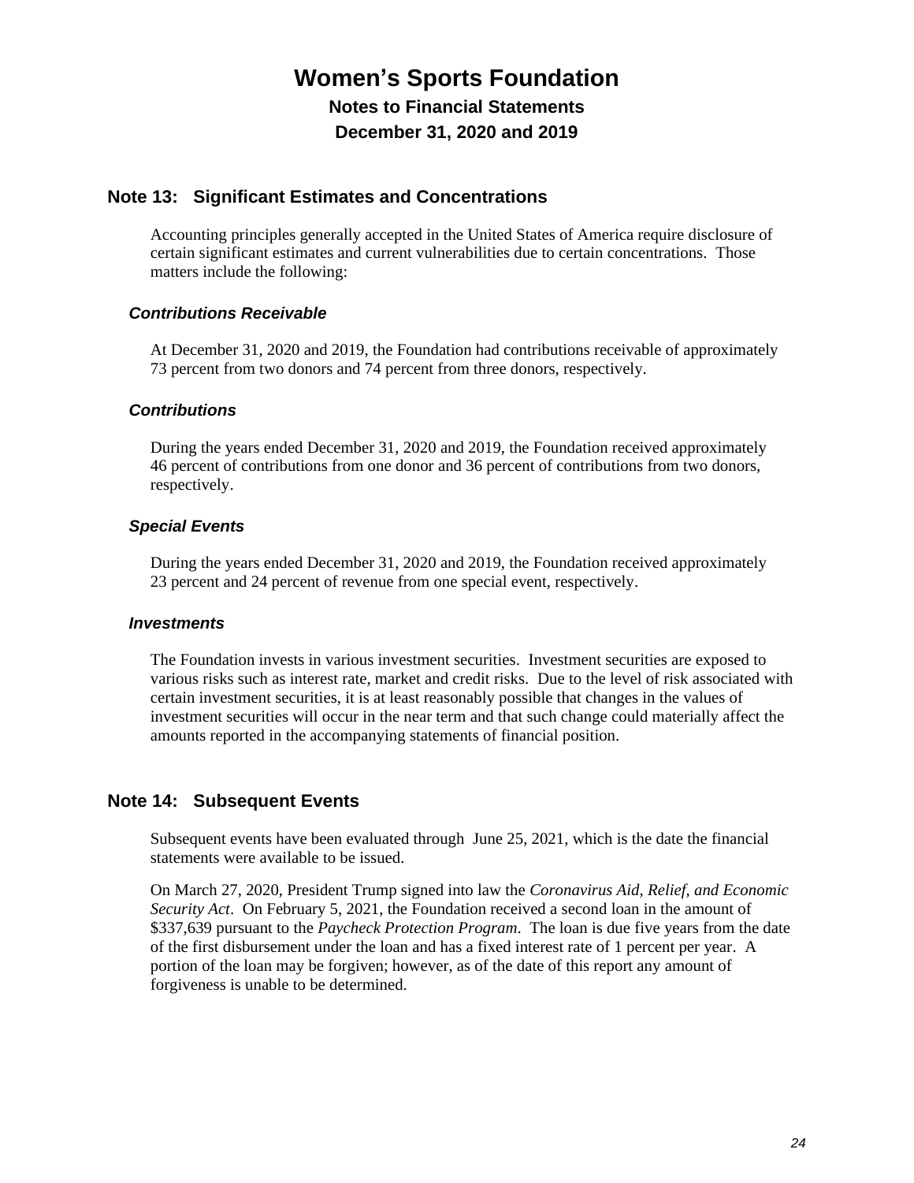# Women's Sports Foundation

## Notes to Financial Statements

## December 31, 2020 and 2019

## Note 13: Significant Estimates and Concentrations

Accounting principles generally accepted in the United States of America require disclosure of certain significant estimates and current vulnerabilities due to certain concentrations. Those matters include the following:

### *Contributions Receivable*

At December 31, 2020 and 2019, the Foundation had contributions receivable of approximately 73 percent from two donors and 74 percent from three donors, respectively.

### *Contributions*

During the years ended December 31, 2020 and 2019, the Foundation received approximately 46 percent of contributions from one donor and 36 percent of contributions from two donors, respectively.

### *Special Events*

During the years ended December 31, 2020 and 2019, the Foundation received approximately 23 percent and 24 percent of revenue from one special event, respectively.

### *Investments*

The Foundation invests in various investment securities. Investment securities are exposed to various risks such as interest rate, market and credit risks. Due to the level of risk associated with certain investment securities, it is at least reasonably possible that changes in the values of investment securities will occur in the near term and that such change could materially affect the amounts reported in the accompanying statements of financial position.

## Note 14: Subsequent Events

Subsequent events have been evaluated through June 25, 2021, which is the date the financial statements were available to be issued.

On March 27, 2020, President Trump signed into law the *Coronavirus Aid, Relief, and Economic Security Act*. On February 5, 2021, the Foundation received a second loan in the amount of $337,639 pursuant to the *Paycheck Protection Program*. The loan is due five years from the date of the first disbursement under the loan and has a fixed interest rate of 1 percent per year. A portion of the loan may be forgiven; however, as of the date of this report any amount of forgiveness is unable to be determined.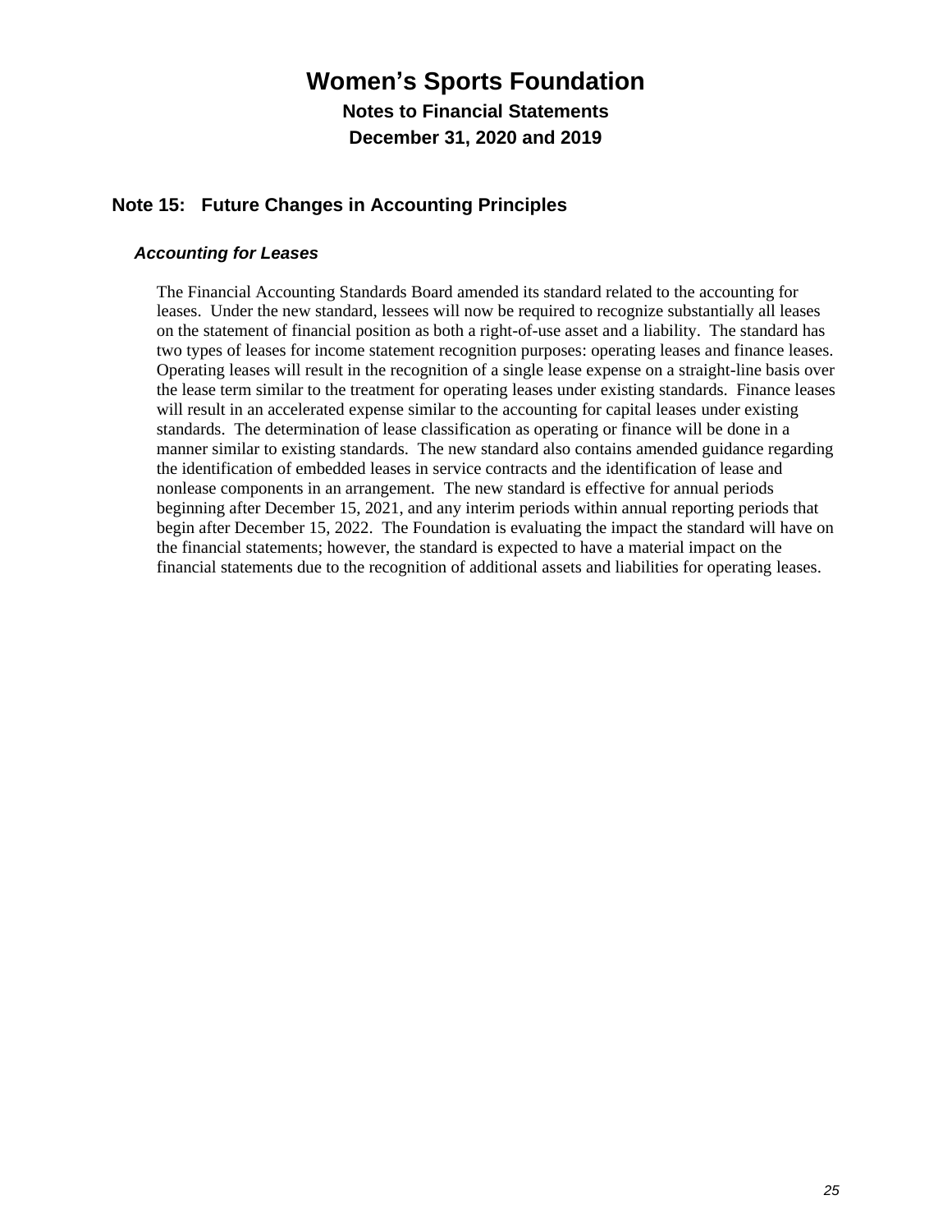# Women's Sports Foundation

## Notes to Financial Statements

## December 31, 2020 and 2019

## Note 15: Future Changes in Accounting Principles

### *Accounting for Leases*

The Financial Accounting Standards Board amended its standard related to the accounting for leases. Under the new standard, lessees will now be required to recognize substantially all leases on the statement of financial position as both a right-of-use asset and a liability. The standard has two types of leases for income statement recognition purposes: operating leases and finance leases. Operating leases will result in the recognition of a single lease expense on a straight-line basis over the lease term similar to the treatment for operating leases under existing standards. Finance leases will result in an accelerated expense similar to the accounting for capital leases under existing standards. The determination of lease classification as operating or finance will be done in a manner similar to existing standards. The new standard also contains amended guidance regarding the identification of embedded leases in service contracts and the identification of lease and nonlease components in an arrangement. The new standard is effective for annual periods beginning after December 15, 2021, and any interim periods within annual reporting periods that begin after December 15, 2022. The Foundation is evaluating the impact the standard will have on the financial statements; however, the standard is expected to have a material impact on the financial statements due to the recognition of additional assets and liabilities for operating leases.